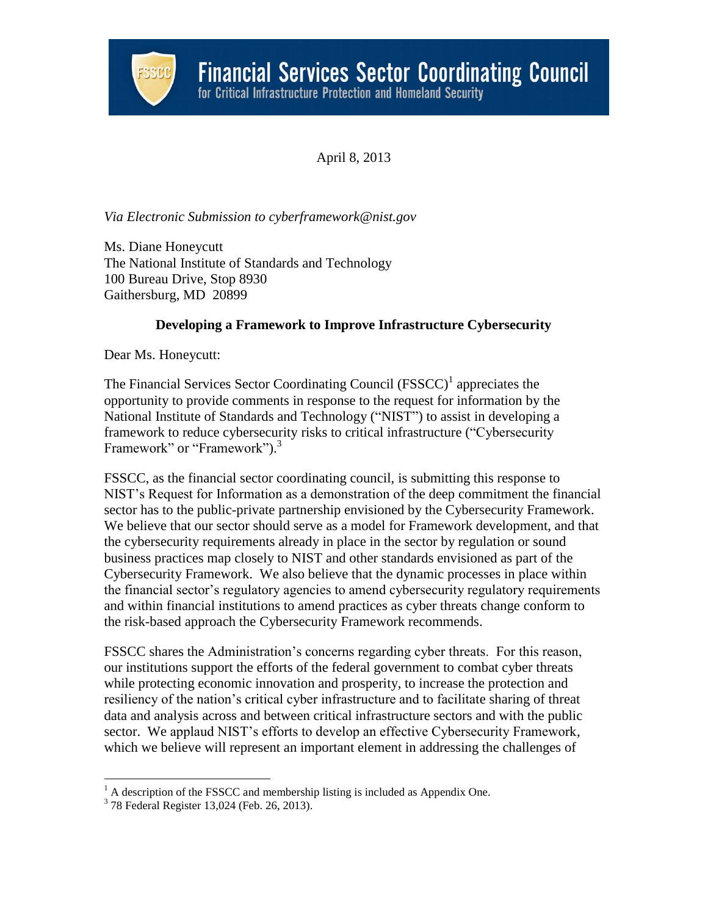# Financial Services Sector Coordinating Council

for Critical Infrastructure Protection and Homeland Security

April 8, 2013

*Via Electronic Submission to cyberframework@nist.gov*

Ms. Diane Honeycutt
The National Institute of Standards and Technology
100 Bureau Drive, Stop 8930
Gaithersburg, MD 20899

**Developing a Framework to Improve Infrastructure Cybersecurity**

Dear Ms. Honeycutt:

The Financial Services Sector Coordinating Council (FSSCC)[1] appreciates the opportunity to provide comments in response to the request for information by the National Institute of Standards and Technology ("NIST") to assist in developing a framework to reduce cybersecurity risks to critical infrastructure ("Cybersecurity Framework" or "Framework").[3]

FSSCC, as the financial sector coordinating council, is submitting this response to NIST's Request for Information as a demonstration of the deep commitment the financial sector has to the public-private partnership envisioned by the Cybersecurity Framework. We believe that our sector should serve as a model for Framework development, and that the cybersecurity requirements already in place in the sector by regulation or sound business practices map closely to NIST and other standards envisioned as part of the Cybersecurity Framework. We also believe that the dynamic processes in place within the financial sector's regulatory agencies to amend cybersecurity regulatory requirements and within financial institutions to amend practices as cyber threats change conform to the risk-based approach the Cybersecurity Framework recommends.

FSSCC shares the Administration's concerns regarding cyber threats. For this reason, our institutions support the efforts of the federal government to combat cyber threats while protecting economic innovation and prosperity, to increase the protection and resiliency of the nation's critical cyber infrastructure and to facilitate sharing of threat data and analysis across and between critical infrastructure sectors and with the public sector. We applaud NIST's efforts to develop an effective Cybersecurity Framework, which we believe will represent an important element in addressing the challenges of

---

[1] A description of the FSSCC and membership listing is included as Appendix One.

[3] 78 Federal Register 13,024 (Feb. 26, 2013).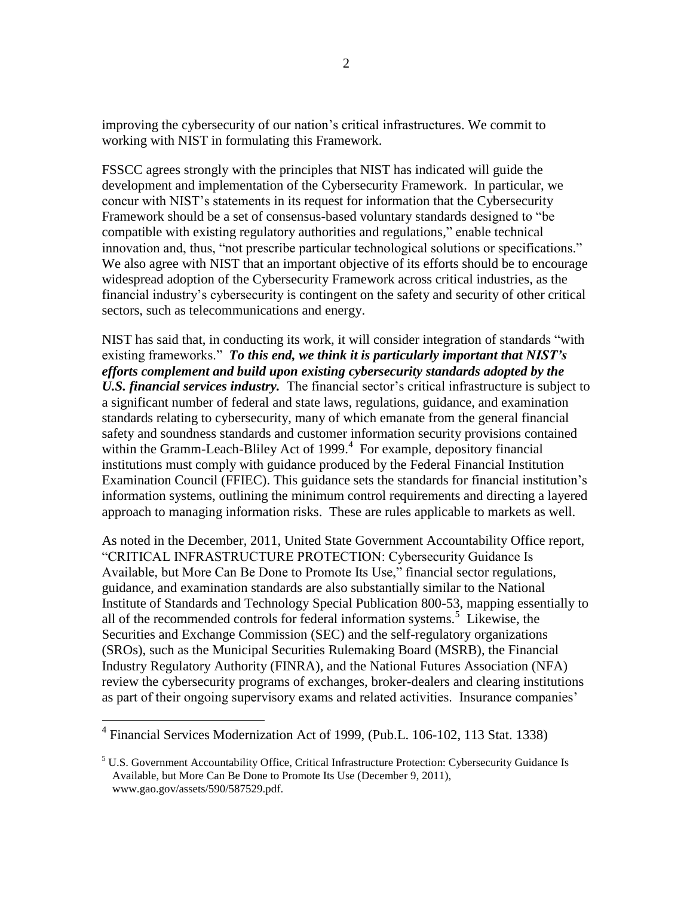improving the cybersecurity of our nation's critical infrastructures. We commit to working with NIST in formulating this Framework.

FSSCC agrees strongly with the principles that NIST has indicated will guide the development and implementation of the Cybersecurity Framework. In particular, we concur with NIST's statements in its request for information that the Cybersecurity Framework should be a set of consensus-based voluntary standards designed to "be compatible with existing regulatory authorities and regulations," enable technical innovation and, thus, "not prescribe particular technological solutions or specifications." We also agree with NIST that an important objective of its efforts should be to encourage widespread adoption of the Cybersecurity Framework across critical industries, as the financial industry's cybersecurity is contingent on the safety and security of other critical sectors, such as telecommunications and energy.

NIST has said that, in conducting its work, it will consider integration of standards "with existing frameworks." ***To this end, we think it is particularly important that NIST's efforts complement and build upon existing cybersecurity standards adopted by the U.S. financial services industry.*** The financial sector's critical infrastructure is subject to a significant number of federal and state laws, regulations, guidance, and examination standards relating to cybersecurity, many of which emanate from the general financial safety and soundness standards and customer information security provisions contained within the Gramm-Leach-Bliley Act of 1999.[4] For example, depository financial institutions must comply with guidance produced by the Federal Financial Institution Examination Council (FFIEC). This guidance sets the standards for financial institution's information systems, outlining the minimum control requirements and directing a layered approach to managing information risks. These are rules applicable to markets as well.

As noted in the December, 2011, United State Government Accountability Office report, "CRITICAL INFRASTRUCTURE PROTECTION: Cybersecurity Guidance Is Available, but More Can Be Done to Promote Its Use," financial sector regulations, guidance, and examination standards are also substantially similar to the National Institute of Standards and Technology Special Publication 800-53, mapping essentially to all of the recommended controls for federal information systems.[5] Likewise, the Securities and Exchange Commission (SEC) and the self-regulatory organizations (SROs), such as the Municipal Securities Rulemaking Board (MSRB), the Financial Industry Regulatory Authority (FINRA), and the National Futures Association (NFA) review the cybersecurity programs of exchanges, broker-dealers and clearing institutions as part of their ongoing supervisory exams and related activities. Insurance companies'

---

[4] Financial Services Modernization Act of 1999, (Pub.L. 106-102, 113 Stat. 1338)

[5] U.S. Government Accountability Office, Critical Infrastructure Protection: Cybersecurity Guidance Is Available, but More Can Be Done to Promote Its Use (December 9, 2011), www.gao.gov/assets/590/587529.pdf.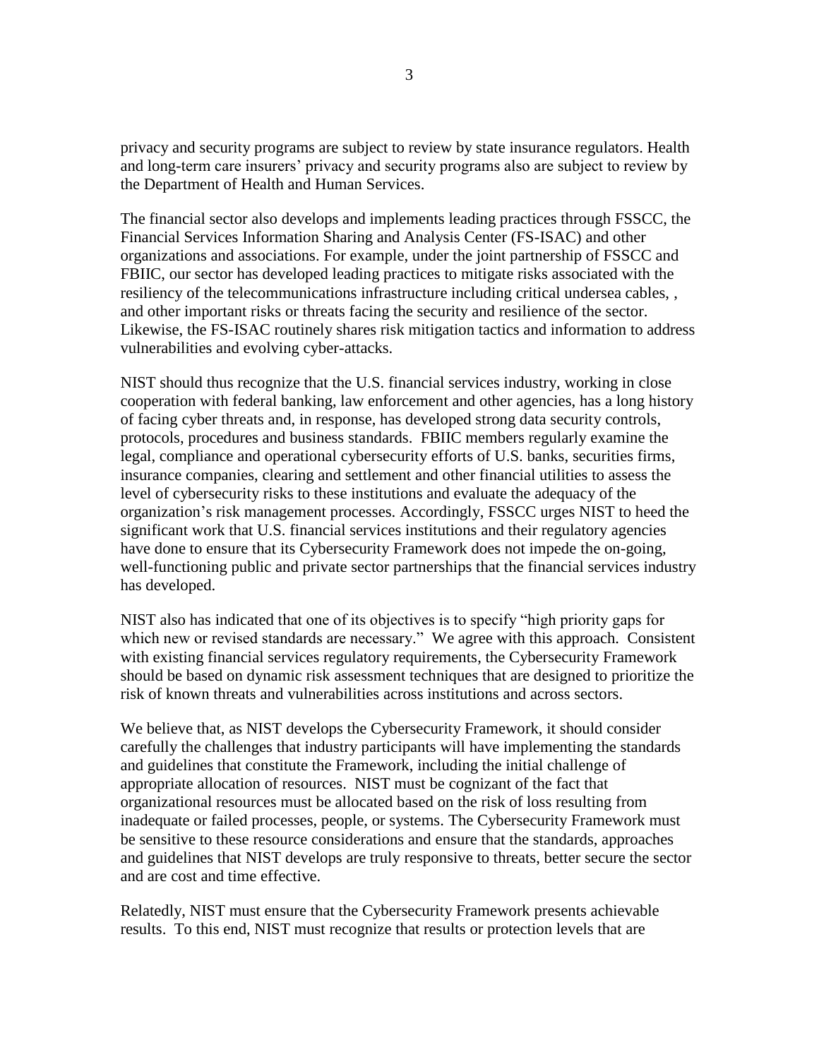privacy and security programs are subject to review by state insurance regulators. Health and long-term care insurers' privacy and security programs also are subject to review by the Department of Health and Human Services.

The financial sector also develops and implements leading practices through FSSCC, the Financial Services Information Sharing and Analysis Center (FS-ISAC) and other organizations and associations. For example, under the joint partnership of FSSCC and FBIIC, our sector has developed leading practices to mitigate risks associated with the resiliency of the telecommunications infrastructure including critical undersea cables, , and other important risks or threats facing the security and resilience of the sector. Likewise, the FS-ISAC routinely shares risk mitigation tactics and information to address vulnerabilities and evolving cyber-attacks.

NIST should thus recognize that the U.S. financial services industry, working in close cooperation with federal banking, law enforcement and other agencies, has a long history of facing cyber threats and, in response, has developed strong data security controls, protocols, procedures and business standards. FBIIC members regularly examine the legal, compliance and operational cybersecurity efforts of U.S. banks, securities firms, insurance companies, clearing and settlement and other financial utilities to assess the level of cybersecurity risks to these institutions and evaluate the adequacy of the organization's risk management processes. Accordingly, FSSCC urges NIST to heed the significant work that U.S. financial services institutions and their regulatory agencies have done to ensure that its Cybersecurity Framework does not impede the on-going, well-functioning public and private sector partnerships that the financial services industry has developed.

NIST also has indicated that one of its objectives is to specify "high priority gaps for which new or revised standards are necessary." We agree with this approach. Consistent with existing financial services regulatory requirements, the Cybersecurity Framework should be based on dynamic risk assessment techniques that are designed to prioritize the risk of known threats and vulnerabilities across institutions and across sectors.

We believe that, as NIST develops the Cybersecurity Framework, it should consider carefully the challenges that industry participants will have implementing the standards and guidelines that constitute the Framework, including the initial challenge of appropriate allocation of resources. NIST must be cognizant of the fact that organizational resources must be allocated based on the risk of loss resulting from inadequate or failed processes, people, or systems. The Cybersecurity Framework must be sensitive to these resource considerations and ensure that the standards, approaches and guidelines that NIST develops are truly responsive to threats, better secure the sector and are cost and time effective.

Relatedly, NIST must ensure that the Cybersecurity Framework presents achievable results. To this end, NIST must recognize that results or protection levels that are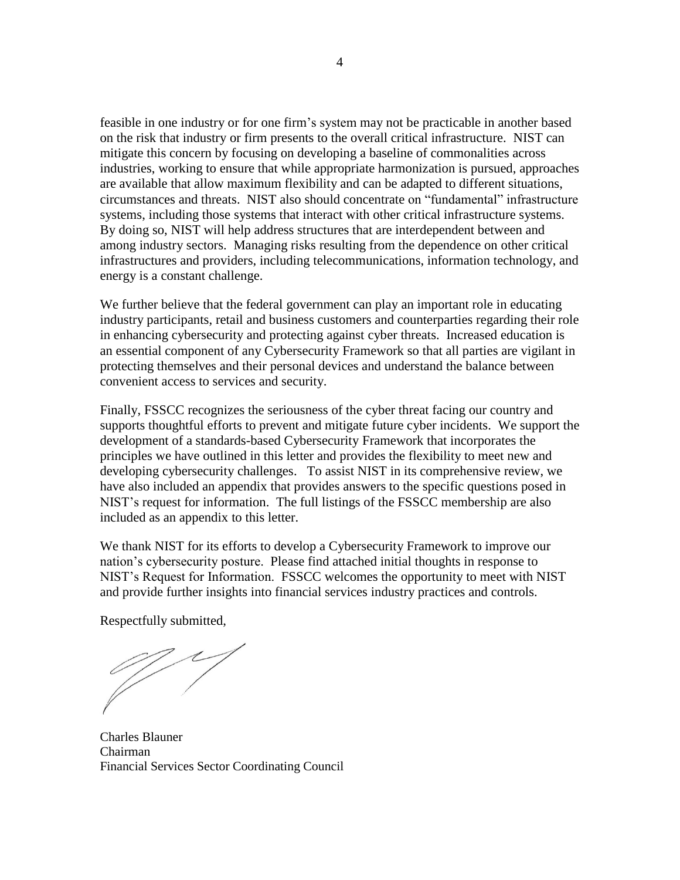feasible in one industry or for one firm's system may not be practicable in another based on the risk that industry or firm presents to the overall critical infrastructure. NIST can mitigate this concern by focusing on developing a baseline of commonalities across industries, working to ensure that while appropriate harmonization is pursued, approaches are available that allow maximum flexibility and can be adapted to different situations, circumstances and threats. NIST also should concentrate on "fundamental" infrastructure systems, including those systems that interact with other critical infrastructure systems. By doing so, NIST will help address structures that are interdependent between and among industry sectors. Managing risks resulting from the dependence on other critical infrastructures and providers, including telecommunications, information technology, and energy is a constant challenge.

We further believe that the federal government can play an important role in educating industry participants, retail and business customers and counterparties regarding their role in enhancing cybersecurity and protecting against cyber threats. Increased education is an essential component of any Cybersecurity Framework so that all parties are vigilant in protecting themselves and their personal devices and understand the balance between convenient access to services and security.

Finally, FSSCC recognizes the seriousness of the cyber threat facing our country and supports thoughtful efforts to prevent and mitigate future cyber incidents. We support the development of a standards-based Cybersecurity Framework that incorporates the principles we have outlined in this letter and provides the flexibility to meet new and developing cybersecurity challenges. To assist NIST in its comprehensive review, we have also included an appendix that provides answers to the specific questions posed in NIST's request for information. The full listings of the FSSCC membership are also included as an appendix to this letter.

We thank NIST for its efforts to develop a Cybersecurity Framework to improve our nation's cybersecurity posture. Please find attached initial thoughts in response to NIST's Request for Information. FSSCC welcomes the opportunity to meet with NIST and provide further insights into financial services industry practices and controls.

Respectfully submitted,

Charles Blauner
Chairman
Financial Services Sector Coordinating Council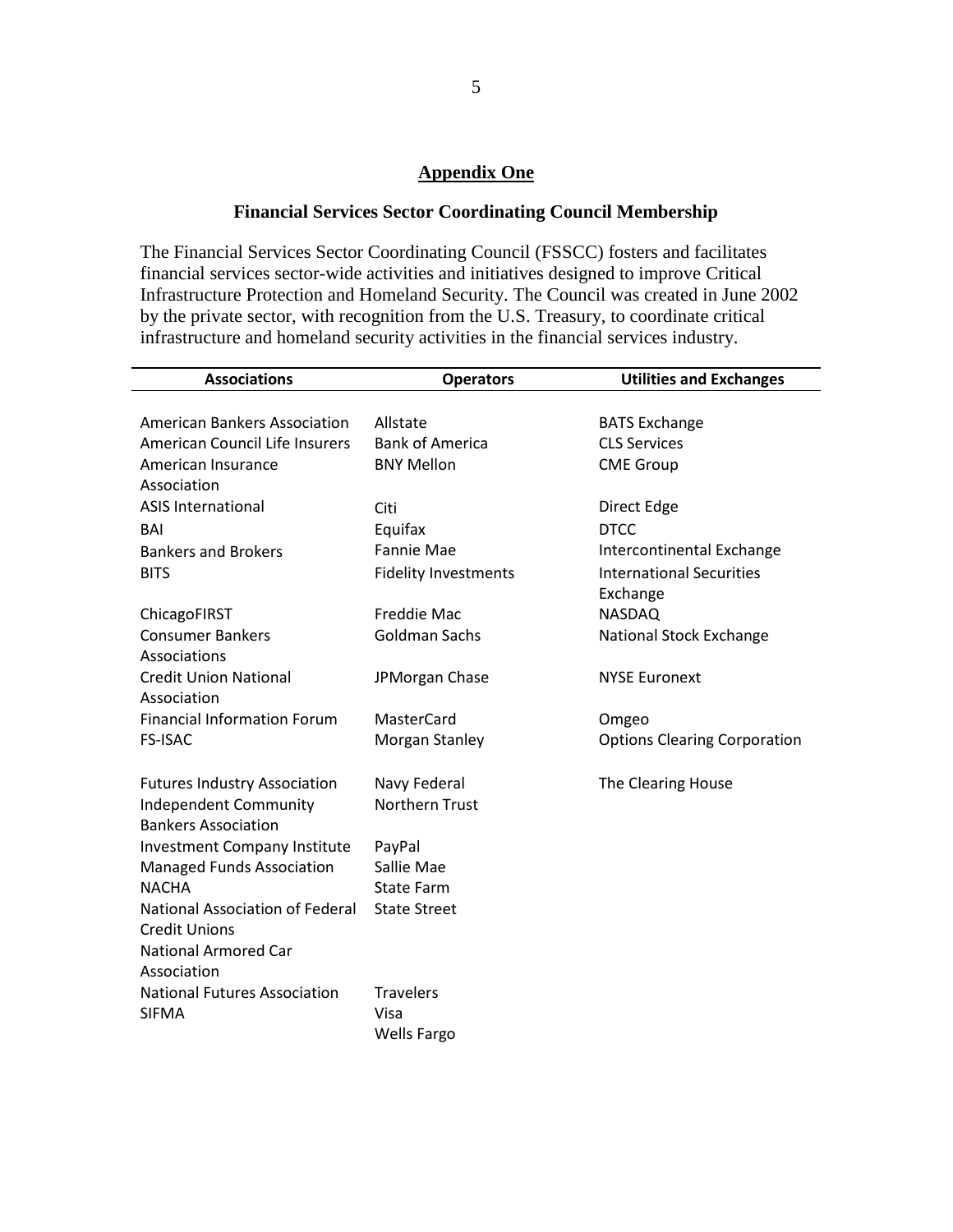## Appendix One

### Financial Services Sector Coordinating Council Membership

The Financial Services Sector Coordinating Council (FSSCC) fosters and facilitates financial services sector-wide activities and initiatives designed to improve Critical Infrastructure Protection and Homeland Security. The Council was created in June 2002 by the private sector, with recognition from the U.S. Treasury, to coordinate critical infrastructure and homeland security activities in the financial services industry.

| Associations | Operators | Utilities and Exchanges |
|---|---|---|
| American Bankers Association | Allstate | BATS Exchange |
| American Council Life Insurers | Bank of America | CLS Services |
| American Insurance Association | BNY Mellon | CME Group |
| ASIS International | Citi | Direct Edge |
| BAI | Equifax | DTCC |
| Bankers and Brokers | Fannie Mae | Intercontinental Exchange |
| BITS | Fidelity Investments | International Securities Exchange |
| ChicagoFIRST | Freddie Mac | NASDAQ |
| Consumer Bankers Associations | Goldman Sachs | National Stock Exchange |
| Credit Union National Association | JPMorgan Chase | NYSE Euronext |
| Financial Information Forum | MasterCard | Omgeo |
| FS-ISAC | Morgan Stanley | Options Clearing Corporation |
| Futures Industry Association | Navy Federal | The Clearing House |
| Independent Community Bankers Association | Northern Trust | |
| Investment Company Institute | PayPal | |
| Managed Funds Association | Sallie Mae | |
| NACHA | State Farm | |
| National Association of Federal Credit Unions | State Street | |
| National Armored Car Association | | |
| National Futures Association | Travelers | |
| SIFMA | Visa | |
| | Wells Fargo | |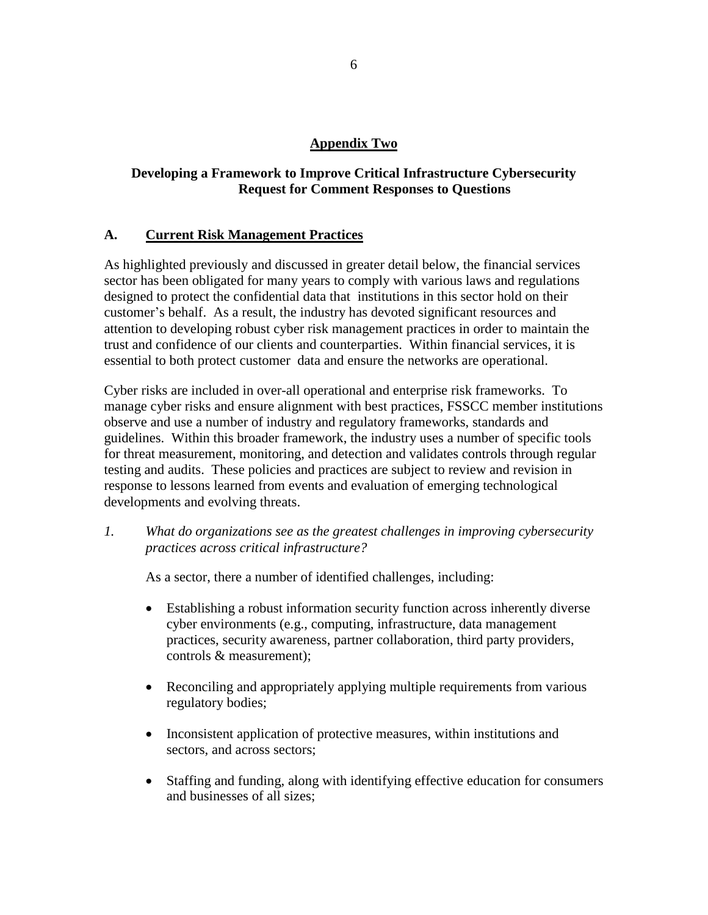## Appendix Two

### Developing a Framework to Improve Critical Infrastructure Cybersecurity Request for Comment Responses to Questions

### A. Current Risk Management Practices

As highlighted previously and discussed in greater detail below, the financial services sector has been obligated for many years to comply with various laws and regulations designed to protect the confidential data that institutions in this sector hold on their customer's behalf. As a result, the industry has devoted significant resources and attention to developing robust cyber risk management practices in order to maintain the trust and confidence of our clients and counterparties. Within financial services, it is essential to both protect customer data and ensure the networks are operational.

Cyber risks are included in over-all operational and enterprise risk frameworks. To manage cyber risks and ensure alignment with best practices, FSSCC member institutions observe and use a number of industry and regulatory frameworks, standards and guidelines. Within this broader framework, the industry uses a number of specific tools for threat measurement, monitoring, and detection and validates controls through regular testing and audits. These policies and practices are subject to review and revision in response to lessons learned from events and evaluation of emerging technological developments and evolving threats.

1. *What do organizations see as the greatest challenges in improving cybersecurity practices across critical infrastructure?*

   As a sector, there a number of identified challenges, including:

   - Establishing a robust information security function across inherently diverse cyber environments (e.g., computing, infrastructure, data management practices, security awareness, partner collaboration, third party providers, controls & measurement);
   - Reconciling and appropriately applying multiple requirements from various regulatory bodies;
   - Inconsistent application of protective measures, within institutions and sectors, and across sectors;
   - Staffing and funding, along with identifying effective education for consumers and businesses of all sizes;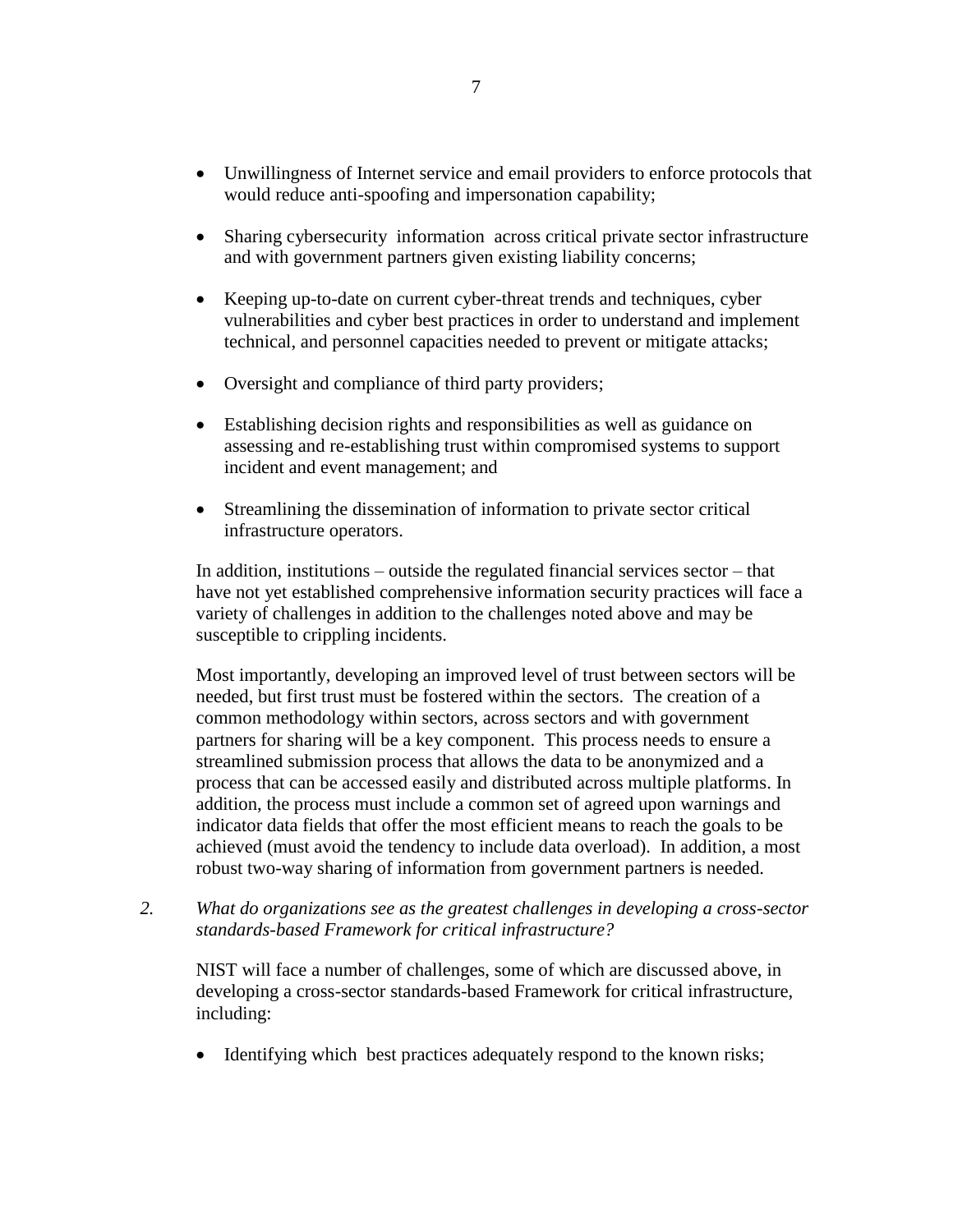- Unwillingness of Internet service and email providers to enforce protocols that would reduce anti-spoofing and impersonation capability;

- Sharing cybersecurity information across critical private sector infrastructure and with government partners given existing liability concerns;

- Keeping up-to-date on current cyber-threat trends and techniques, cyber vulnerabilities and cyber best practices in order to understand and implement technical, and personnel capacities needed to prevent or mitigate attacks;

- Oversight and compliance of third party providers;

- Establishing decision rights and responsibilities as well as guidance on assessing and re-establishing trust within compromised systems to support incident and event management; and

- Streamlining the dissemination of information to private sector critical infrastructure operators.

In addition, institutions – outside the regulated financial services sector – that have not yet established comprehensive information security practices will face a variety of challenges in addition to the challenges noted above and may be susceptible to crippling incidents.

Most importantly, developing an improved level of trust between sectors will be needed, but first trust must be fostered within the sectors. The creation of a common methodology within sectors, across sectors and with government partners for sharing will be a key component. This process needs to ensure a streamlined submission process that allows the data to be anonymized and a process that can be accessed easily and distributed across multiple platforms. In addition, the process must include a common set of agreed upon warnings and indicator data fields that offer the most efficient means to reach the goals to be achieved (must avoid the tendency to include data overload). In addition, a most robust two-way sharing of information from government partners is needed.

2. *What do organizations see as the greatest challenges in developing a cross-sector standards-based Framework for critical infrastructure?*

NIST will face a number of challenges, some of which are discussed above, in developing a cross-sector standards-based Framework for critical infrastructure, including:

- Identifying which best practices adequately respond to the known risks;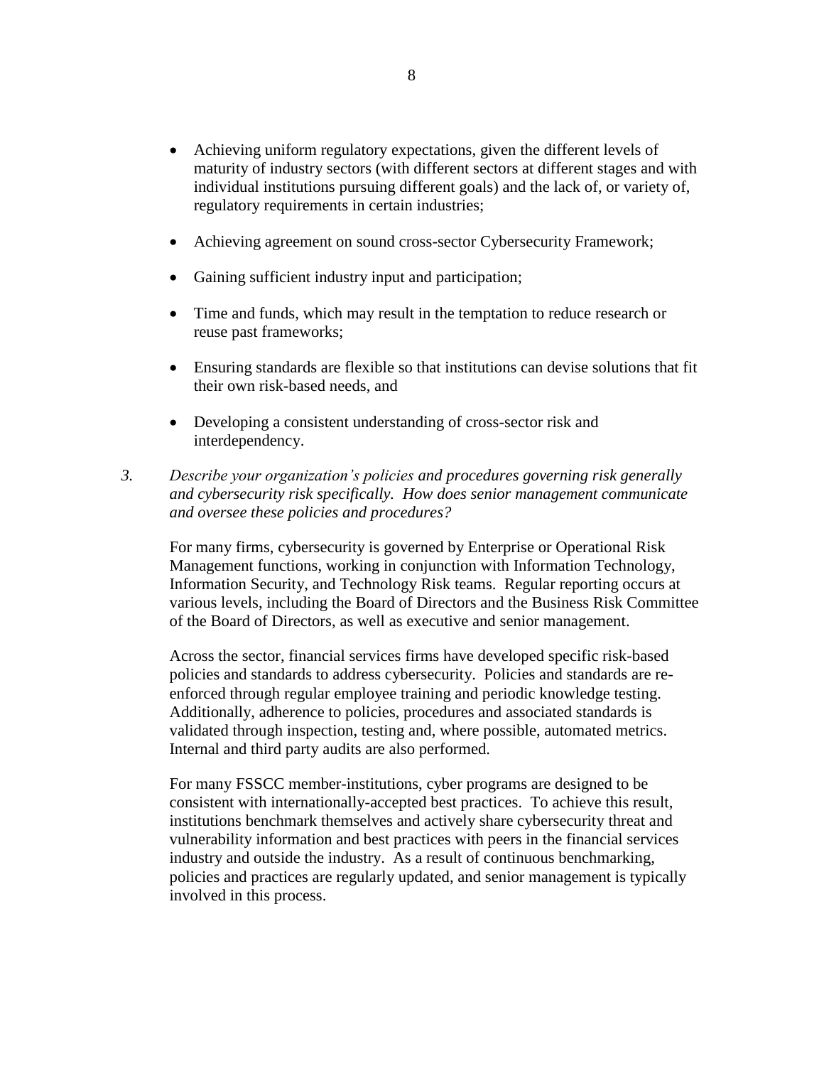- Achieving uniform regulatory expectations, given the different levels of maturity of industry sectors (with different sectors at different stages and with individual institutions pursuing different goals) and the lack of, or variety of, regulatory requirements in certain industries;
- Achieving agreement on sound cross-sector Cybersecurity Framework;
- Gaining sufficient industry input and participation;
- Time and funds, which may result in the temptation to reduce research or reuse past frameworks;
- Ensuring standards are flexible so that institutions can devise solutions that fit their own risk-based needs, and
- Developing a consistent understanding of cross-sector risk and interdependency.

3. *Describe your organization's policies and procedures governing risk generally and cybersecurity risk specifically. How does senior management communicate and oversee these policies and procedures?*

For many firms, cybersecurity is governed by Enterprise or Operational Risk Management functions, working in conjunction with Information Technology, Information Security, and Technology Risk teams. Regular reporting occurs at various levels, including the Board of Directors and the Business Risk Committee of the Board of Directors, as well as executive and senior management.

Across the sector, financial services firms have developed specific risk-based policies and standards to address cybersecurity. Policies and standards are re-enforced through regular employee training and periodic knowledge testing. Additionally, adherence to policies, procedures and associated standards is validated through inspection, testing and, where possible, automated metrics. Internal and third party audits are also performed.

For many FSSCC member-institutions, cyber programs are designed to be consistent with internationally-accepted best practices. To achieve this result, institutions benchmark themselves and actively share cybersecurity threat and vulnerability information and best practices with peers in the financial services industry and outside the industry. As a result of continuous benchmarking, policies and practices are regularly updated, and senior management is typically involved in this process.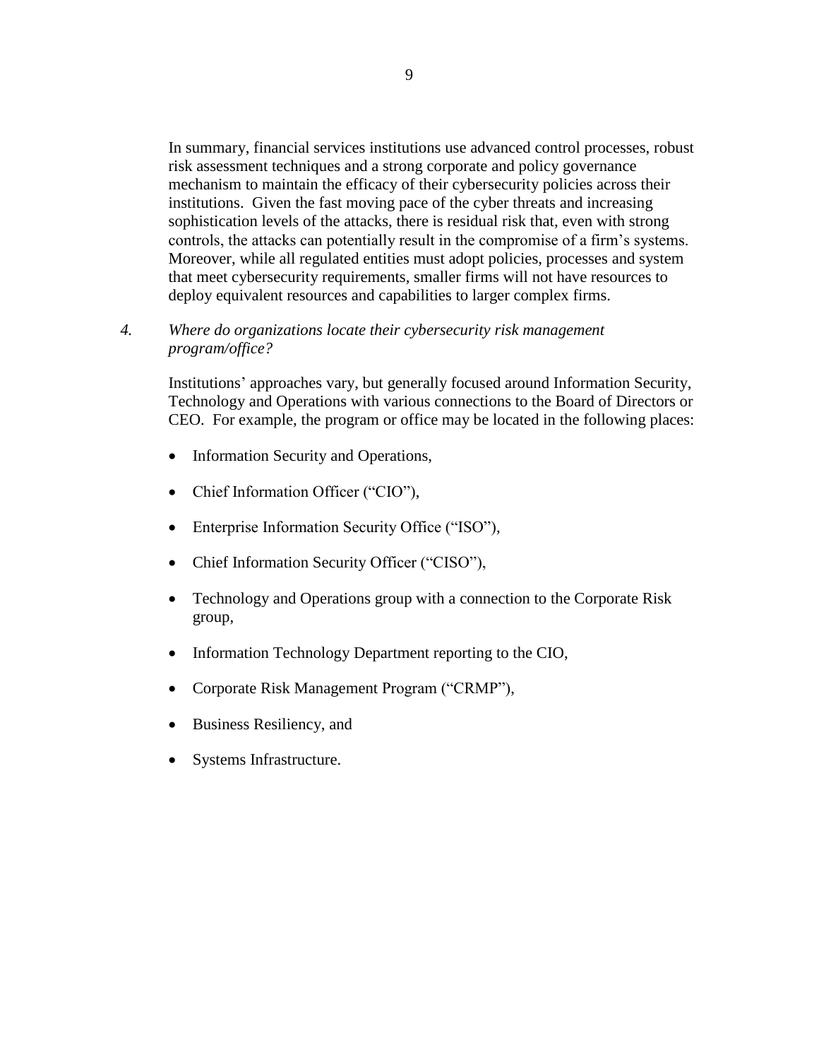In summary, financial services institutions use advanced control processes, robust risk assessment techniques and a strong corporate and policy governance mechanism to maintain the efficacy of their cybersecurity policies across their institutions. Given the fast moving pace of the cyber threats and increasing sophistication levels of the attacks, there is residual risk that, even with strong controls, the attacks can potentially result in the compromise of a firm's systems. Moreover, while all regulated entities must adopt policies, processes and system that meet cybersecurity requirements, smaller firms will not have resources to deploy equivalent resources and capabilities to larger complex firms.

*4. Where do organizations locate their cybersecurity risk management program/office?*

Institutions' approaches vary, but generally focused around Information Security, Technology and Operations with various connections to the Board of Directors or CEO. For example, the program or office may be located in the following places:

- Information Security and Operations,
- Chief Information Officer ("CIO"),
- Enterprise Information Security Office ("ISO"),
- Chief Information Security Officer ("CISO"),
- Technology and Operations group with a connection to the Corporate Risk group,
- Information Technology Department reporting to the CIO,
- Corporate Risk Management Program ("CRMP"),
- Business Resiliency, and
- Systems Infrastructure.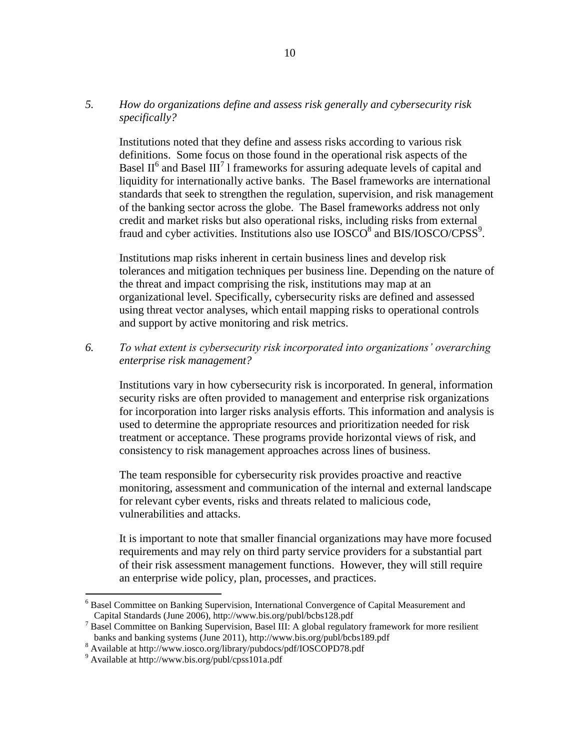*5. How do organizations define and assess risk generally and cybersecurity risk specifically?*

Institutions noted that they define and assess risks according to various risk definitions. Some focus on those found in the operational risk aspects of the Basel II[6] and Basel III[7] l frameworks for assuring adequate levels of capital and liquidity for internationally active banks. The Basel frameworks are international standards that seek to strengthen the regulation, supervision, and risk management of the banking sector across the globe. The Basel frameworks address not only credit and market risks but also operational risks, including risks from external fraud and cyber activities. Institutions also use IOSCO[8] and BIS/IOSCO/CPSS[9].

Institutions map risks inherent in certain business lines and develop risk tolerances and mitigation techniques per business line. Depending on the nature of the threat and impact comprising the risk, institutions may map at an organizational level. Specifically, cybersecurity risks are defined and assessed using threat vector analyses, which entail mapping risks to operational controls and support by active monitoring and risk metrics.

*6. To what extent is cybersecurity risk incorporated into organizations' overarching enterprise risk management?*

Institutions vary in how cybersecurity risk is incorporated. In general, information security risks are often provided to management and enterprise risk organizations for incorporation into larger risks analysis efforts. This information and analysis is used to determine the appropriate resources and prioritization needed for risk treatment or acceptance. These programs provide horizontal views of risk, and consistency to risk management approaches across lines of business.

The team responsible for cybersecurity risk provides proactive and reactive monitoring, assessment and communication of the internal and external landscape for relevant cyber events, risks and threats related to malicious code, vulnerabilities and attacks.

It is important to note that smaller financial organizations may have more focused requirements and may rely on third party service providers for a substantial part of their risk assessment management functions. However, they will still require an enterprise wide policy, plan, processes, and practices.

---

[6] Basel Committee on Banking Supervision, International Convergence of Capital Measurement and Capital Standards (June 2006), http://www.bis.org/publ/bcbs128.pdf

[7] Basel Committee on Banking Supervision, Basel III: A global regulatory framework for more resilient banks and banking systems (June 2011), http://www.bis.org/publ/bcbs189.pdf

[8] Available at http://www.iosco.org/library/pubdocs/pdf/IOSCOPD78.pdf

[9] Available at http://www.bis.org/publ/cpss101a.pdf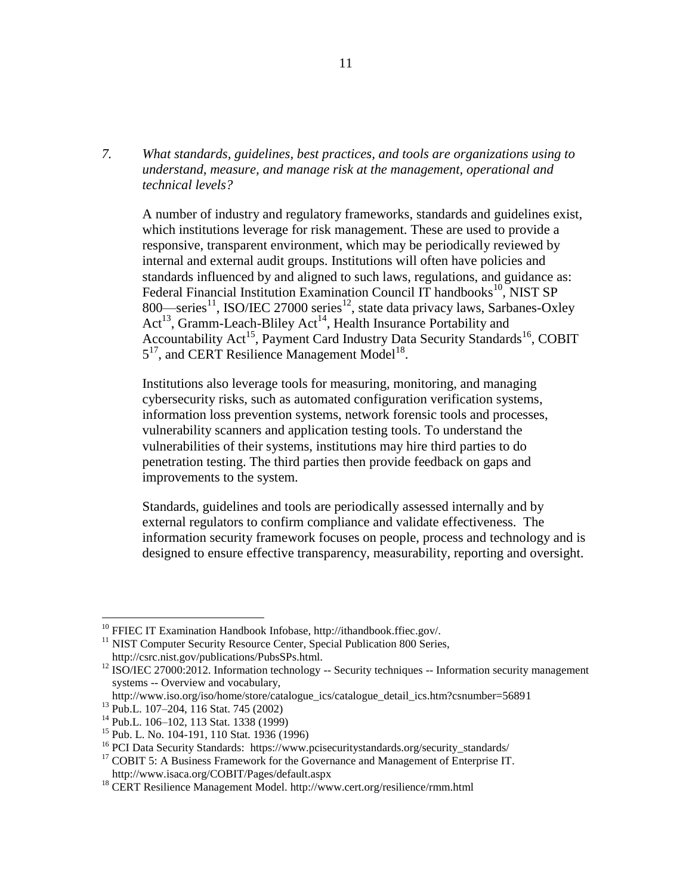*7. What standards, guidelines, best practices, and tools are organizations using to understand, measure, and manage risk at the management, operational and technical levels?*

A number of industry and regulatory frameworks, standards and guidelines exist, which institutions leverage for risk management. These are used to provide a responsive, transparent environment, which may be periodically reviewed by internal and external audit groups. Institutions will often have policies and standards influenced by and aligned to such laws, regulations, and guidance as: Federal Financial Institution Examination Council IT handbooks[10], NIST SP 800—series[11], ISO/IEC 27000 series[12], state data privacy laws, Sarbanes-Oxley Act[13], Gramm-Leach-Bliley Act[14], Health Insurance Portability and Accountability Act[15], Payment Card Industry Data Security Standards[16], COBIT 5[17], and CERT Resilience Management Model[18].

Institutions also leverage tools for measuring, monitoring, and managing cybersecurity risks, such as automated configuration verification systems, information loss prevention systems, network forensic tools and processes, vulnerability scanners and application testing tools. To understand the vulnerabilities of their systems, institutions may hire third parties to do penetration testing. The third parties then provide feedback on gaps and improvements to the system.

Standards, guidelines and tools are periodically assessed internally and by external regulators to confirm compliance and validate effectiveness. The information security framework focuses on people, process and technology and is designed to ensure effective transparency, measurability, reporting and oversight.

---

[10] FFIEC IT Examination Handbook Infobase, http://ithandbook.ffiec.gov/.

[11] NIST Computer Security Resource Center, Special Publication 800 Series, http://csrc.nist.gov/publications/PubsSPs.html.

[12] ISO/IEC 27000:2012. Information technology -- Security techniques -- Information security management systems -- Overview and vocabulary, http://www.iso.org/iso/home/store/catalogue_ics/catalogue_detail_ics.htm?csnumber=56891

[13] Pub.L. 107–204, 116 Stat. 745 (2002)

[14] Pub.L. 106–102, 113 Stat. 1338 (1999)

[15] Pub. L. No. 104-191, 110 Stat. 1936 (1996)

[16] PCI Data Security Standards: https://www.pcisecuritystandards.org/security_standards/

[17] COBIT 5: A Business Framework for the Governance and Management of Enterprise IT. http://www.isaca.org/COBIT/Pages/default.aspx

[18] CERT Resilience Management Model. http://www.cert.org/resilience/rmm.html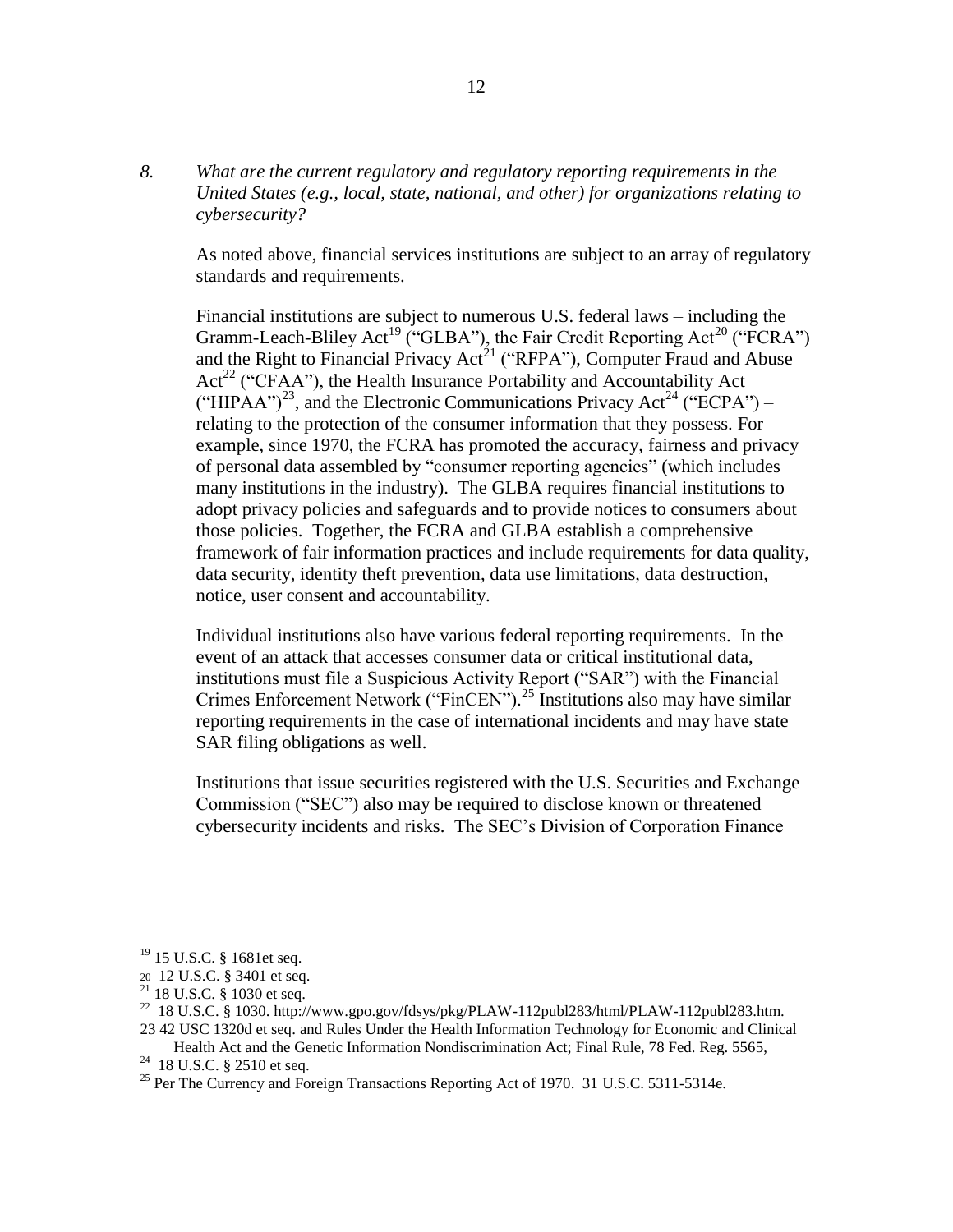*8. What are the current regulatory and regulatory reporting requirements in the United States (e.g., local, state, national, and other) for organizations relating to cybersecurity?*

As noted above, financial services institutions are subject to an array of regulatory standards and requirements.

Financial institutions are subject to numerous U.S. federal laws – including the Gramm-Leach-Bliley Act[19] ("GLBA"), the Fair Credit Reporting Act[20] ("FCRA") and the Right to Financial Privacy Act[21] ("RFPA"), Computer Fraud and Abuse Act[22] ("CFAA"), the Health Insurance Portability and Accountability Act ("HIPAA")[23], and the Electronic Communications Privacy Act[24] ("ECPA") – relating to the protection of the consumer information that they possess. For example, since 1970, the FCRA has promoted the accuracy, fairness and privacy of personal data assembled by "consumer reporting agencies" (which includes many institutions in the industry). The GLBA requires financial institutions to adopt privacy policies and safeguards and to provide notices to consumers about those policies. Together, the FCRA and GLBA establish a comprehensive framework of fair information practices and include requirements for data quality, data security, identity theft prevention, data use limitations, data destruction, notice, user consent and accountability.

Individual institutions also have various federal reporting requirements. In the event of an attack that accesses consumer data or critical institutional data, institutions must file a Suspicious Activity Report ("SAR") with the Financial Crimes Enforcement Network ("FinCEN").[25] Institutions also may have similar reporting requirements in the case of international incidents and may have state SAR filing obligations as well.

Institutions that issue securities registered with the U.S. Securities and Exchange Commission ("SEC") also may be required to disclose known or threatened cybersecurity incidents and risks. The SEC's Division of Corporation Finance

---

[19] 15 U.S.C. § 1681et seq.

[20] 12 U.S.C. § 3401 et seq.

[21] 18 U.S.C. § 1030 et seq.

[22] 18 U.S.C. § 1030. http://www.gpo.gov/fdsys/pkg/PLAW-112publ283/html/PLAW-112publ283.htm.

[23] 42 USC 1320d et seq. and Rules Under the Health Information Technology for Economic and Clinical Health Act and the Genetic Information Nondiscrimination Act; Final Rule, 78 Fed. Reg. 5565,

[24] 18 U.S.C. § 2510 et seq.

[25] Per The Currency and Foreign Transactions Reporting Act of 1970. 31 U.S.C. 5311-5314e.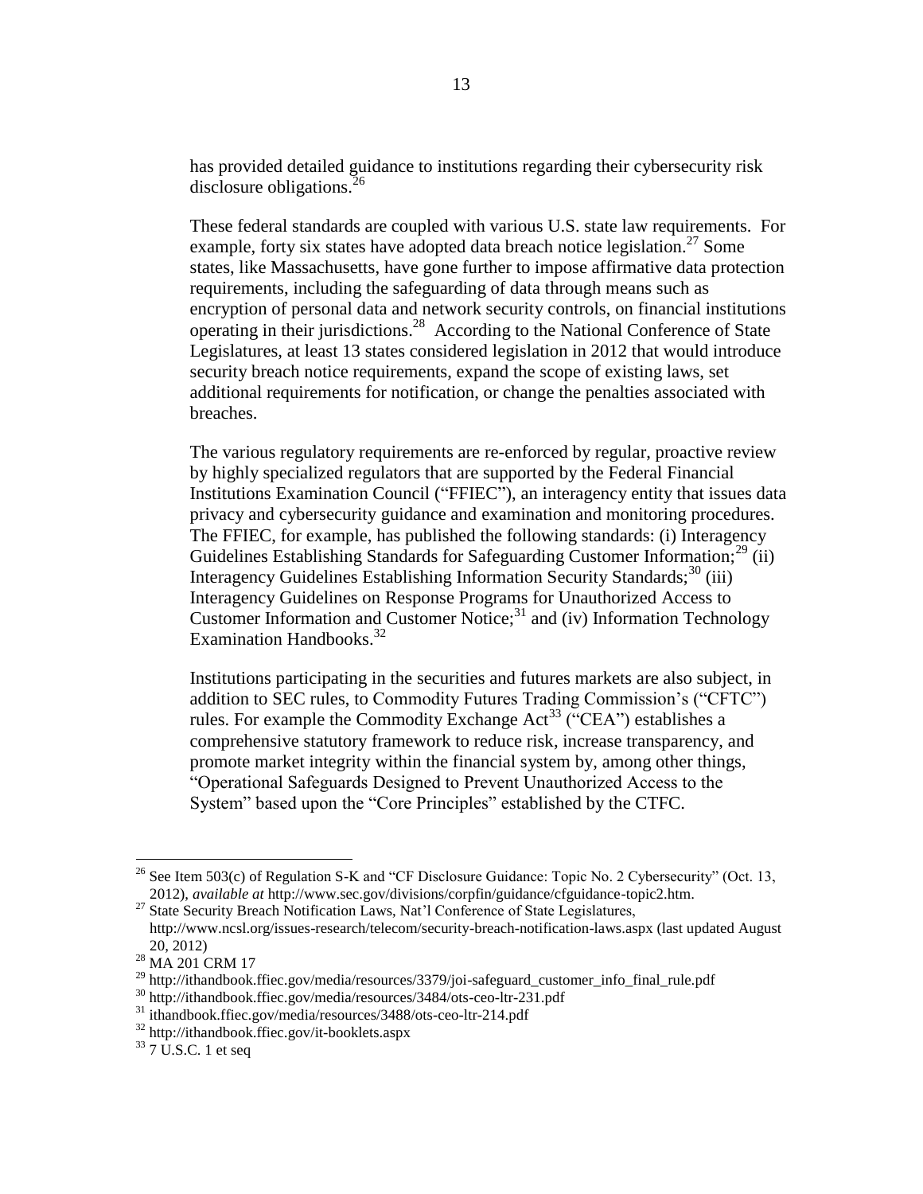has provided detailed guidance to institutions regarding their cybersecurity risk disclosure obligations.[26]

These federal standards are coupled with various U.S. state law requirements. For example, forty six states have adopted data breach notice legislation.[27] Some states, like Massachusetts, have gone further to impose affirmative data protection requirements, including the safeguarding of data through means such as encryption of personal data and network security controls, on financial institutions operating in their jurisdictions.[28] According to the National Conference of State Legislatures, at least 13 states considered legislation in 2012 that would introduce security breach notice requirements, expand the scope of existing laws, set additional requirements for notification, or change the penalties associated with breaches.

The various regulatory requirements are re-enforced by regular, proactive review by highly specialized regulators that are supported by the Federal Financial Institutions Examination Council ("FFIEC"), an interagency entity that issues data privacy and cybersecurity guidance and examination and monitoring procedures. The FFIEC, for example, has published the following standards: (i) Interagency Guidelines Establishing Standards for Safeguarding Customer Information;[29] (ii) Interagency Guidelines Establishing Information Security Standards;[30] (iii) Interagency Guidelines on Response Programs for Unauthorized Access to Customer Information and Customer Notice;[31] and (iv) Information Technology Examination Handbooks.[32]

Institutions participating in the securities and futures markets are also subject, in addition to SEC rules, to Commodity Futures Trading Commission's ("CFTC") rules. For example the Commodity Exchange Act[33] ("CEA") establishes a comprehensive statutory framework to reduce risk, increase transparency, and promote market integrity within the financial system by, among other things, "Operational Safeguards Designed to Prevent Unauthorized Access to the System" based upon the "Core Principles" established by the CTFC.

---

[26] See Item 503(c) of Regulation S-K and "CF Disclosure Guidance: Topic No. 2 Cybersecurity" (Oct. 13, 2012), *available at* http://www.sec.gov/divisions/corpfin/guidance/cfguidance-topic2.htm.

[27] State Security Breach Notification Laws, Nat'l Conference of State Legislatures, http://www.ncsl.org/issues-research/telecom/security-breach-notification-laws.aspx (last updated August 20, 2012)

[28] MA 201 CRM 17

[29] http://ithandbook.ffiec.gov/media/resources/3379/joi-safeguard_customer_info_final_rule.pdf

[30] http://ithandbook.ffiec.gov/media/resources/3484/ots-ceo-ltr-231.pdf

[31] ithandbook.ffiec.gov/media/resources/3488/ots-ceo-ltr-214.pdf

[32] http://ithandbook.ffiec.gov/it-booklets.aspx

[33] 7 U.S.C. 1 et seq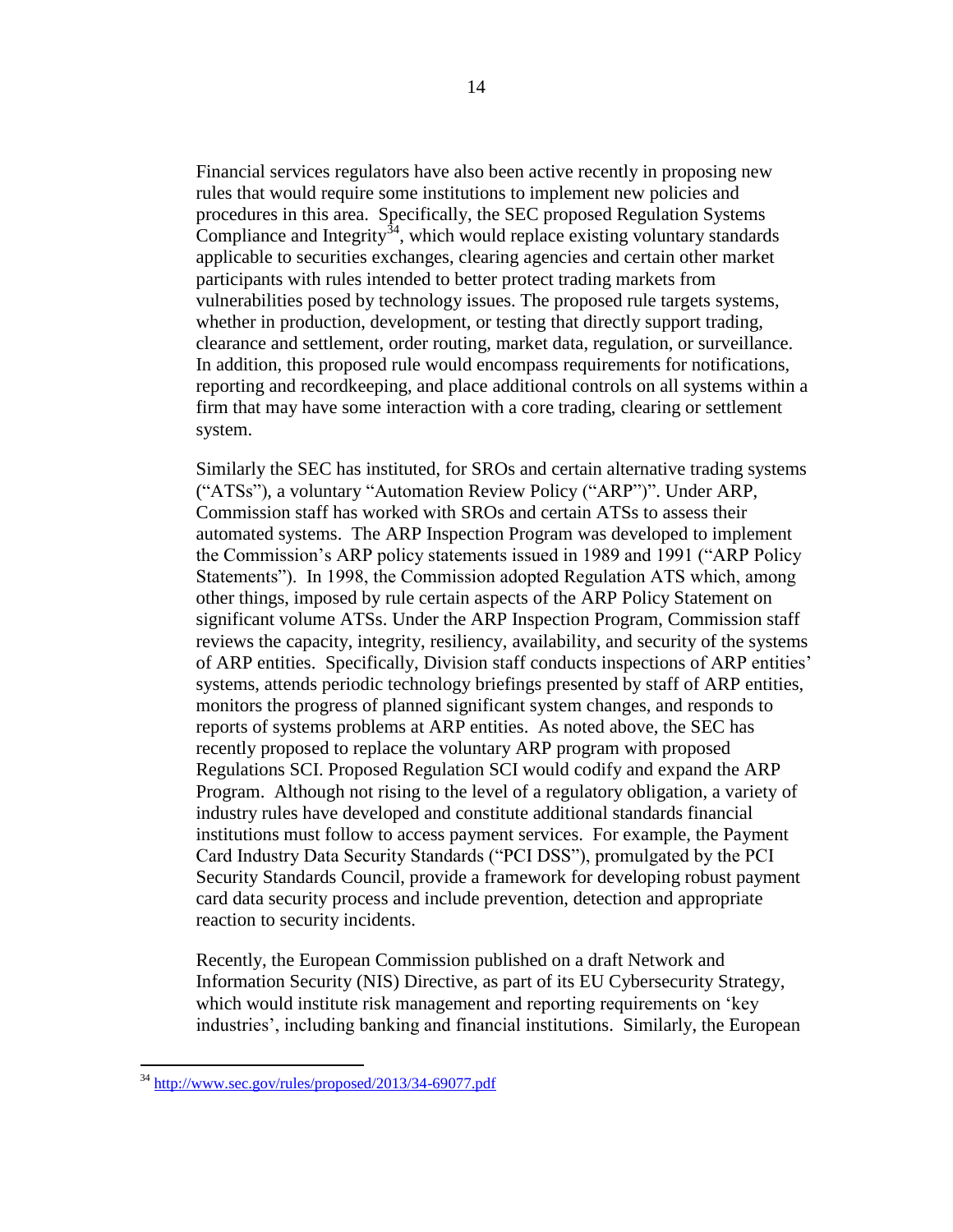Financial services regulators have also been active recently in proposing new rules that would require some institutions to implement new policies and procedures in this area. Specifically, the SEC proposed Regulation Systems Compliance and Integrity[34], which would replace existing voluntary standards applicable to securities exchanges, clearing agencies and certain other market participants with rules intended to better protect trading markets from vulnerabilities posed by technology issues. The proposed rule targets systems, whether in production, development, or testing that directly support trading, clearance and settlement, order routing, market data, regulation, or surveillance. In addition, this proposed rule would encompass requirements for notifications, reporting and recordkeeping, and place additional controls on all systems within a firm that may have some interaction with a core trading, clearing or settlement system.

Similarly the SEC has instituted, for SROs and certain alternative trading systems ("ATSs"), a voluntary "Automation Review Policy ("ARP")". Under ARP, Commission staff has worked with SROs and certain ATSs to assess their automated systems. The ARP Inspection Program was developed to implement the Commission's ARP policy statements issued in 1989 and 1991 ("ARP Policy Statements"). In 1998, the Commission adopted Regulation ATS which, among other things, imposed by rule certain aspects of the ARP Policy Statement on significant volume ATSs. Under the ARP Inspection Program, Commission staff reviews the capacity, integrity, resiliency, availability, and security of the systems of ARP entities. Specifically, Division staff conducts inspections of ARP entities' systems, attends periodic technology briefings presented by staff of ARP entities, monitors the progress of planned significant system changes, and responds to reports of systems problems at ARP entities. As noted above, the SEC has recently proposed to replace the voluntary ARP program with proposed Regulations SCI. Proposed Regulation SCI would codify and expand the ARP Program. Although not rising to the level of a regulatory obligation, a variety of industry rules have developed and constitute additional standards financial institutions must follow to access payment services. For example, the Payment Card Industry Data Security Standards ("PCI DSS"), promulgated by the PCI Security Standards Council, provide a framework for developing robust payment card data security process and include prevention, detection and appropriate reaction to security incidents.

Recently, the European Commission published on a draft Network and Information Security (NIS) Directive, as part of its EU Cybersecurity Strategy, which would institute risk management and reporting requirements on 'key industries', including banking and financial institutions. Similarly, the European

[34] http://www.sec.gov/rules/proposed/2013/34-69077.pdf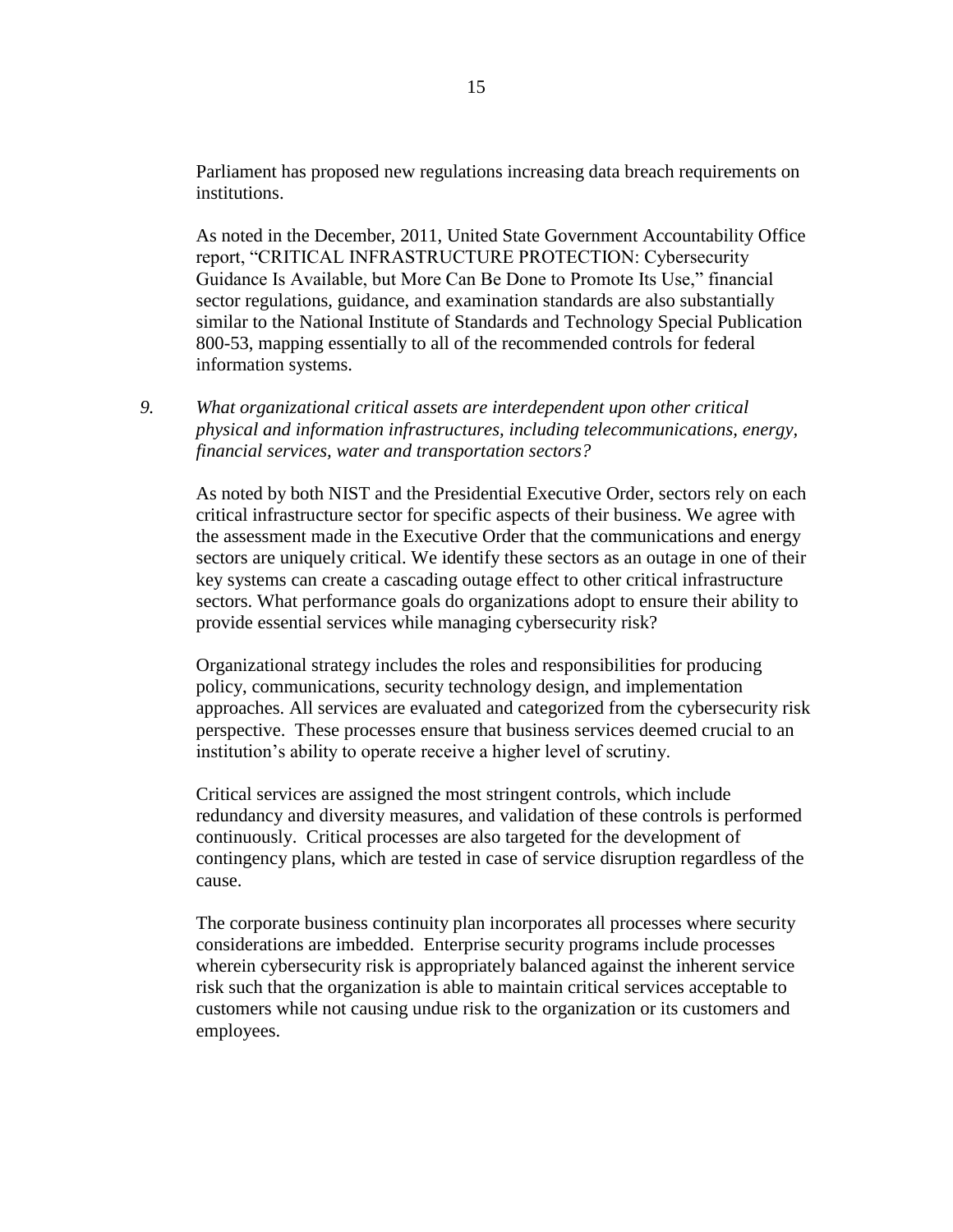Parliament has proposed new regulations increasing data breach requirements on institutions.

As noted in the December, 2011, United State Government Accountability Office report, "CRITICAL INFRASTRUCTURE PROTECTION: Cybersecurity Guidance Is Available, but More Can Be Done to Promote Its Use," financial sector regulations, guidance, and examination standards are also substantially similar to the National Institute of Standards and Technology Special Publication 800-53, mapping essentially to all of the recommended controls for federal information systems.

9. *What organizational critical assets are interdependent upon other critical physical and information infrastructures, including telecommunications, energy, financial services, water and transportation sectors?*

As noted by both NIST and the Presidential Executive Order, sectors rely on each critical infrastructure sector for specific aspects of their business. We agree with the assessment made in the Executive Order that the communications and energy sectors are uniquely critical. We identify these sectors as an outage in one of their key systems can create a cascading outage effect to other critical infrastructure sectors. What performance goals do organizations adopt to ensure their ability to provide essential services while managing cybersecurity risk?

Organizational strategy includes the roles and responsibilities for producing policy, communications, security technology design, and implementation approaches. All services are evaluated and categorized from the cybersecurity risk perspective. These processes ensure that business services deemed crucial to an institution's ability to operate receive a higher level of scrutiny.

Critical services are assigned the most stringent controls, which include redundancy and diversity measures, and validation of these controls is performed continuously. Critical processes are also targeted for the development of contingency plans, which are tested in case of service disruption regardless of the cause.

The corporate business continuity plan incorporates all processes where security considerations are imbedded. Enterprise security programs include processes wherein cybersecurity risk is appropriately balanced against the inherent service risk such that the organization is able to maintain critical services acceptable to customers while not causing undue risk to the organization or its customers and employees.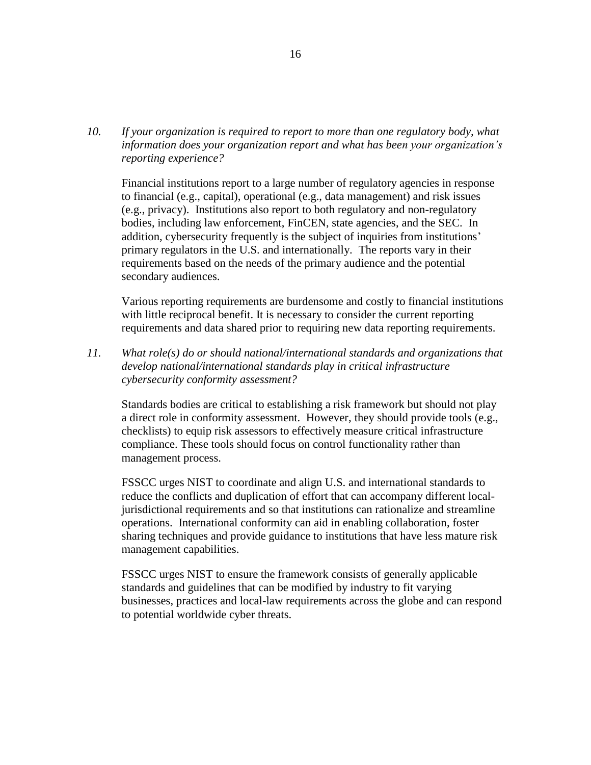*10. If your organization is required to report to more than one regulatory body, what information does your organization report and what has been your organization's reporting experience?*

Financial institutions report to a large number of regulatory agencies in response to financial (e.g., capital), operational (e.g., data management) and risk issues (e.g., privacy). Institutions also report to both regulatory and non-regulatory bodies, including law enforcement, FinCEN, state agencies, and the SEC. In addition, cybersecurity frequently is the subject of inquiries from institutions' primary regulators in the U.S. and internationally. The reports vary in their requirements based on the needs of the primary audience and the potential secondary audiences.

Various reporting requirements are burdensome and costly to financial institutions with little reciprocal benefit. It is necessary to consider the current reporting requirements and data shared prior to requiring new data reporting requirements.

*11. What role(s) do or should national/international standards and organizations that develop national/international standards play in critical infrastructure cybersecurity conformity assessment?*

Standards bodies are critical to establishing a risk framework but should not play a direct role in conformity assessment. However, they should provide tools (e.g., checklists) to equip risk assessors to effectively measure critical infrastructure compliance. These tools should focus on control functionality rather than management process.

FSSCC urges NIST to coordinate and align U.S. and international standards to reduce the conflicts and duplication of effort that can accompany different local-jurisdictional requirements and so that institutions can rationalize and streamline operations. International conformity can aid in enabling collaboration, foster sharing techniques and provide guidance to institutions that have less mature risk management capabilities.

FSSCC urges NIST to ensure the framework consists of generally applicable standards and guidelines that can be modified by industry to fit varying businesses, practices and local-law requirements across the globe and can respond to potential worldwide cyber threats.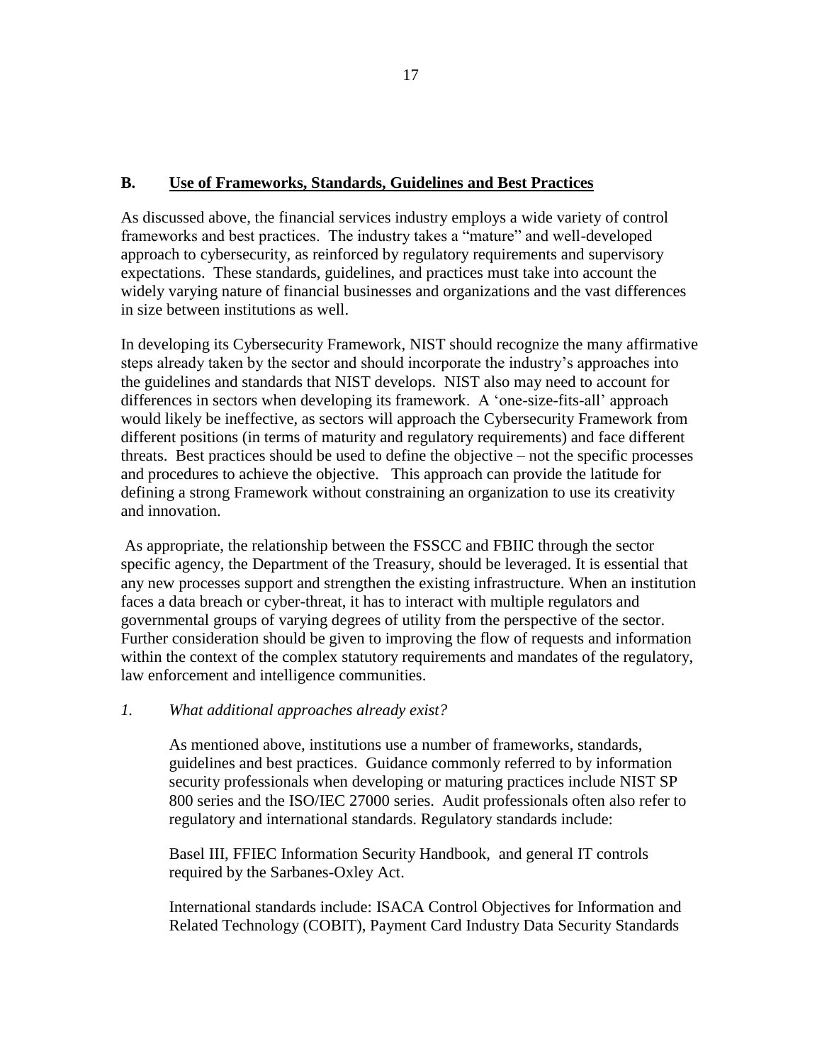## B. Use of Frameworks, Standards, Guidelines and Best Practices

As discussed above, the financial services industry employs a wide variety of control frameworks and best practices. The industry takes a "mature" and well-developed approach to cybersecurity, as reinforced by regulatory requirements and supervisory expectations. These standards, guidelines, and practices must take into account the widely varying nature of financial businesses and organizations and the vast differences in size between institutions as well.

In developing its Cybersecurity Framework, NIST should recognize the many affirmative steps already taken by the sector and should incorporate the industry's approaches into the guidelines and standards that NIST develops. NIST also may need to account for differences in sectors when developing its framework. A 'one-size-fits-all' approach would likely be ineffective, as sectors will approach the Cybersecurity Framework from different positions (in terms of maturity and regulatory requirements) and face different threats. Best practices should be used to define the objective – not the specific processes and procedures to achieve the objective. This approach can provide the latitude for defining a strong Framework without constraining an organization to use its creativity and innovation.

As appropriate, the relationship between the FSSCC and FBIIC through the sector specific agency, the Department of the Treasury, should be leveraged. It is essential that any new processes support and strengthen the existing infrastructure. When an institution faces a data breach or cyber-threat, it has to interact with multiple regulators and governmental groups of varying degrees of utility from the perspective of the sector. Further consideration should be given to improving the flow of requests and information within the context of the complex statutory requirements and mandates of the regulatory, law enforcement and intelligence communities.

*1. What additional approaches already exist?*

As mentioned above, institutions use a number of frameworks, standards, guidelines and best practices. Guidance commonly referred to by information security professionals when developing or maturing practices include NIST SP 800 series and the ISO/IEC 27000 series. Audit professionals often also refer to regulatory and international standards. Regulatory standards include:

Basel III, FFIEC Information Security Handbook, and general IT controls required by the Sarbanes-Oxley Act.

International standards include: ISACA Control Objectives for Information and Related Technology (COBIT), Payment Card Industry Data Security Standards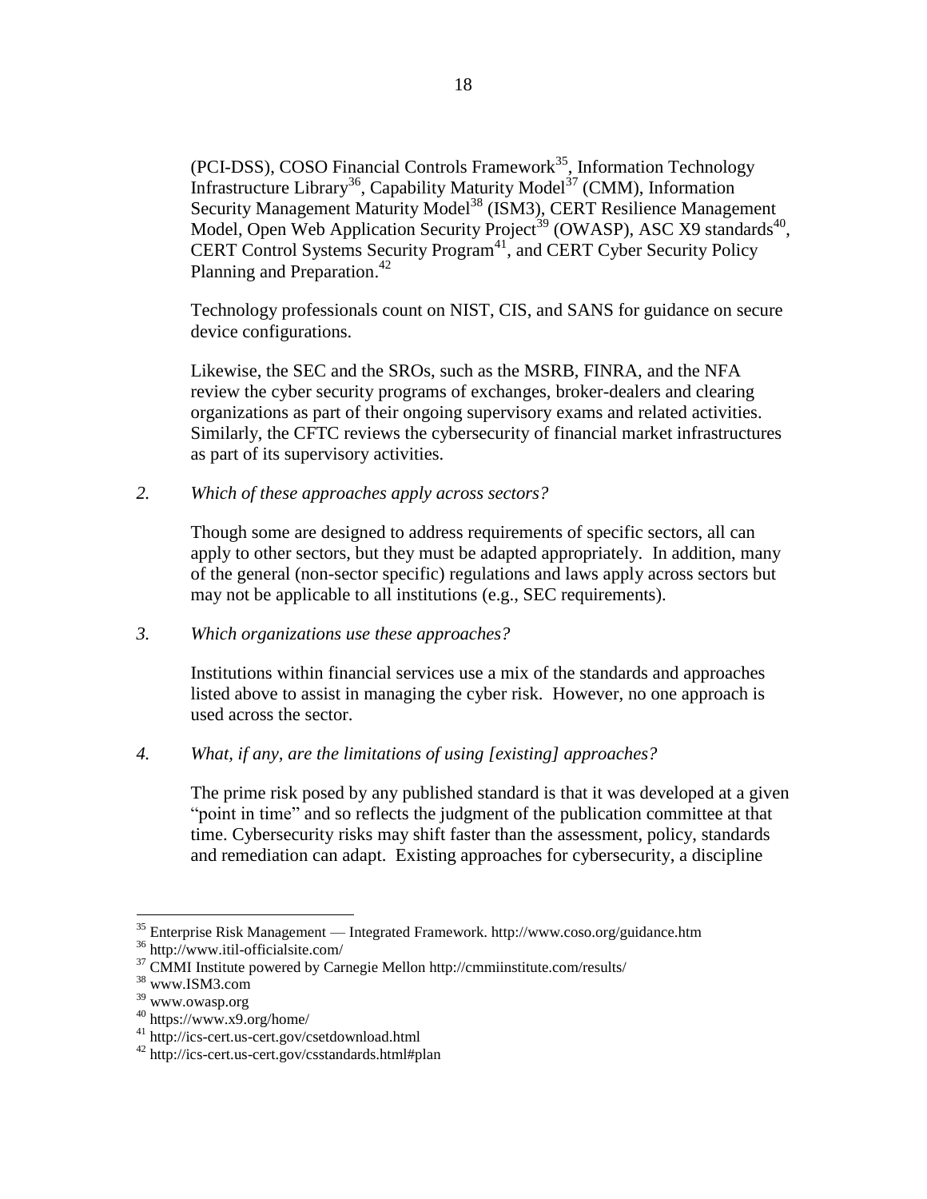(PCI-DSS), COSO Financial Controls Framework[35], Information Technology Infrastructure Library[36], Capability Maturity Model[37] (CMM), Information Security Management Maturity Model[38] (ISM3), CERT Resilience Management Model, Open Web Application Security Project[39] (OWASP), ASC X9 standards[40], CERT Control Systems Security Program[41], and CERT Cyber Security Policy Planning and Preparation.[42]

Technology professionals count on NIST, CIS, and SANS for guidance on secure device configurations.

Likewise, the SEC and the SROs, such as the MSRB, FINRA, and the NFA review the cyber security programs of exchanges, broker-dealers and clearing organizations as part of their ongoing supervisory exams and related activities. Similarly, the CFTC reviews the cybersecurity of financial market infrastructures as part of its supervisory activities.

*2. Which of these approaches apply across sectors?*

Though some are designed to address requirements of specific sectors, all can apply to other sectors, but they must be adapted appropriately. In addition, many of the general (non-sector specific) regulations and laws apply across sectors but may not be applicable to all institutions (e.g., SEC requirements).

*3. Which organizations use these approaches?*

Institutions within financial services use a mix of the standards and approaches listed above to assist in managing the cyber risk. However, no one approach is used across the sector.

*4. What, if any, are the limitations of using [existing] approaches?*

The prime risk posed by any published standard is that it was developed at a given "point in time" and so reflects the judgment of the publication committee at that time. Cybersecurity risks may shift faster than the assessment, policy, standards and remediation can adapt. Existing approaches for cybersecurity, a discipline

---

[35] Enterprise Risk Management — Integrated Framework. http://www.coso.org/guidance.htm

[36] http://www.itil-officialsite.com/

[37] CMMI Institute powered by Carnegie Mellon http://cmmiinstitute.com/results/

[38] www.ISM3.com

[39] www.owasp.org

[40] https://www.x9.org/home/

[41] http://ics-cert.us-cert.gov/csetdownload.html

[42] http://ics-cert.us-cert.gov/csstandards.html#plan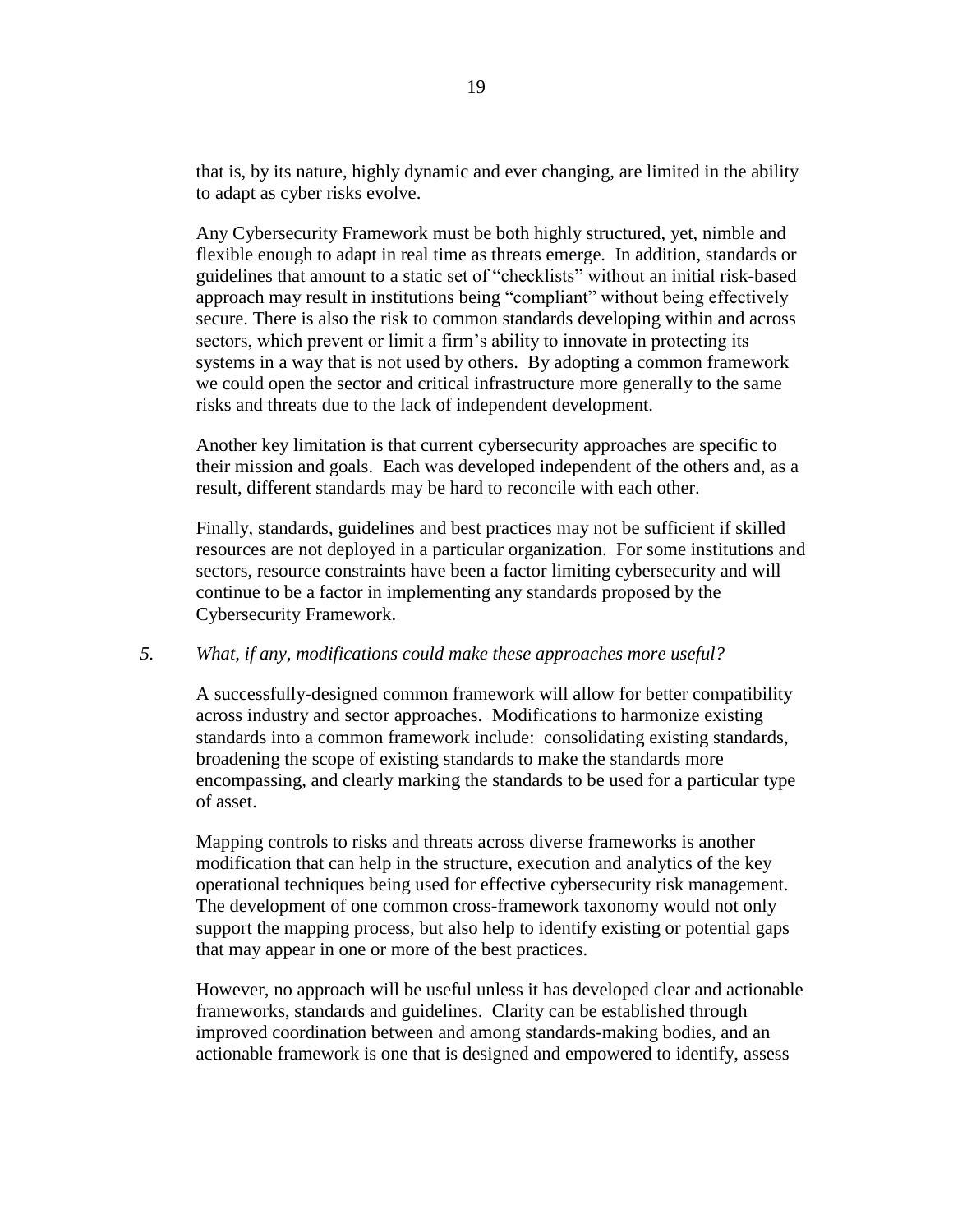that is, by its nature, highly dynamic and ever changing, are limited in the ability to adapt as cyber risks evolve.

Any Cybersecurity Framework must be both highly structured, yet, nimble and flexible enough to adapt in real time as threats emerge. In addition, standards or guidelines that amount to a static set of "checklists" without an initial risk-based approach may result in institutions being "compliant" without being effectively secure. There is also the risk to common standards developing within and across sectors, which prevent or limit a firm's ability to innovate in protecting its systems in a way that is not used by others. By adopting a common framework we could open the sector and critical infrastructure more generally to the same risks and threats due to the lack of independent development.

Another key limitation is that current cybersecurity approaches are specific to their mission and goals. Each was developed independent of the others and, as a result, different standards may be hard to reconcile with each other.

Finally, standards, guidelines and best practices may not be sufficient if skilled resources are not deployed in a particular organization. For some institutions and sectors, resource constraints have been a factor limiting cybersecurity and will continue to be a factor in implementing any standards proposed by the Cybersecurity Framework.

5. *What, if any, modifications could make these approaches more useful?*

A successfully-designed common framework will allow for better compatibility across industry and sector approaches. Modifications to harmonize existing standards into a common framework include: consolidating existing standards, broadening the scope of existing standards to make the standards more encompassing, and clearly marking the standards to be used for a particular type of asset.

Mapping controls to risks and threats across diverse frameworks is another modification that can help in the structure, execution and analytics of the key operational techniques being used for effective cybersecurity risk management. The development of one common cross-framework taxonomy would not only support the mapping process, but also help to identify existing or potential gaps that may appear in one or more of the best practices.

However, no approach will be useful unless it has developed clear and actionable frameworks, standards and guidelines. Clarity can be established through improved coordination between and among standards-making bodies, and an actionable framework is one that is designed and empowered to identify, assess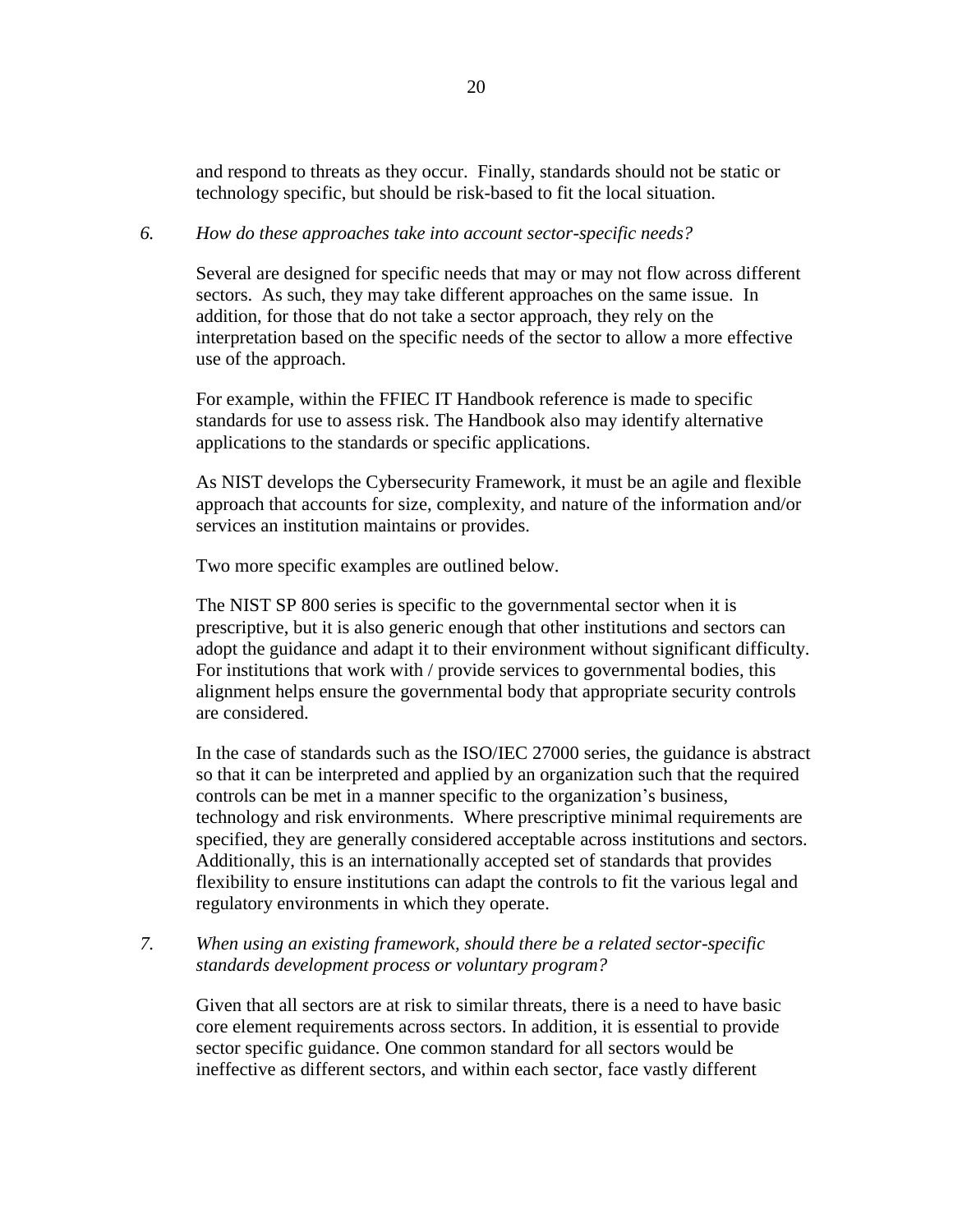and respond to threats as they occur. Finally, standards should not be static or technology specific, but should be risk-based to fit the local situation.

6. *How do these approaches take into account sector-specific needs?*

Several are designed for specific needs that may or may not flow across different sectors. As such, they may take different approaches on the same issue. In addition, for those that do not take a sector approach, they rely on the interpretation based on the specific needs of the sector to allow a more effective use of the approach.

For example, within the FFIEC IT Handbook reference is made to specific standards for use to assess risk. The Handbook also may identify alternative applications to the standards or specific applications.

As NIST develops the Cybersecurity Framework, it must be an agile and flexible approach that accounts for size, complexity, and nature of the information and/or services an institution maintains or provides.

Two more specific examples are outlined below.

The NIST SP 800 series is specific to the governmental sector when it is prescriptive, but it is also generic enough that other institutions and sectors can adopt the guidance and adapt it to their environment without significant difficulty. For institutions that work with / provide services to governmental bodies, this alignment helps ensure the governmental body that appropriate security controls are considered.

In the case of standards such as the ISO/IEC 27000 series, the guidance is abstract so that it can be interpreted and applied by an organization such that the required controls can be met in a manner specific to the organization's business, technology and risk environments. Where prescriptive minimal requirements are specified, they are generally considered acceptable across institutions and sectors. Additionally, this is an internationally accepted set of standards that provides flexibility to ensure institutions can adapt the controls to fit the various legal and regulatory environments in which they operate.

7. *When using an existing framework, should there be a related sector-specific standards development process or voluntary program?*

Given that all sectors are at risk to similar threats, there is a need to have basic core element requirements across sectors. In addition, it is essential to provide sector specific guidance. One common standard for all sectors would be ineffective as different sectors, and within each sector, face vastly different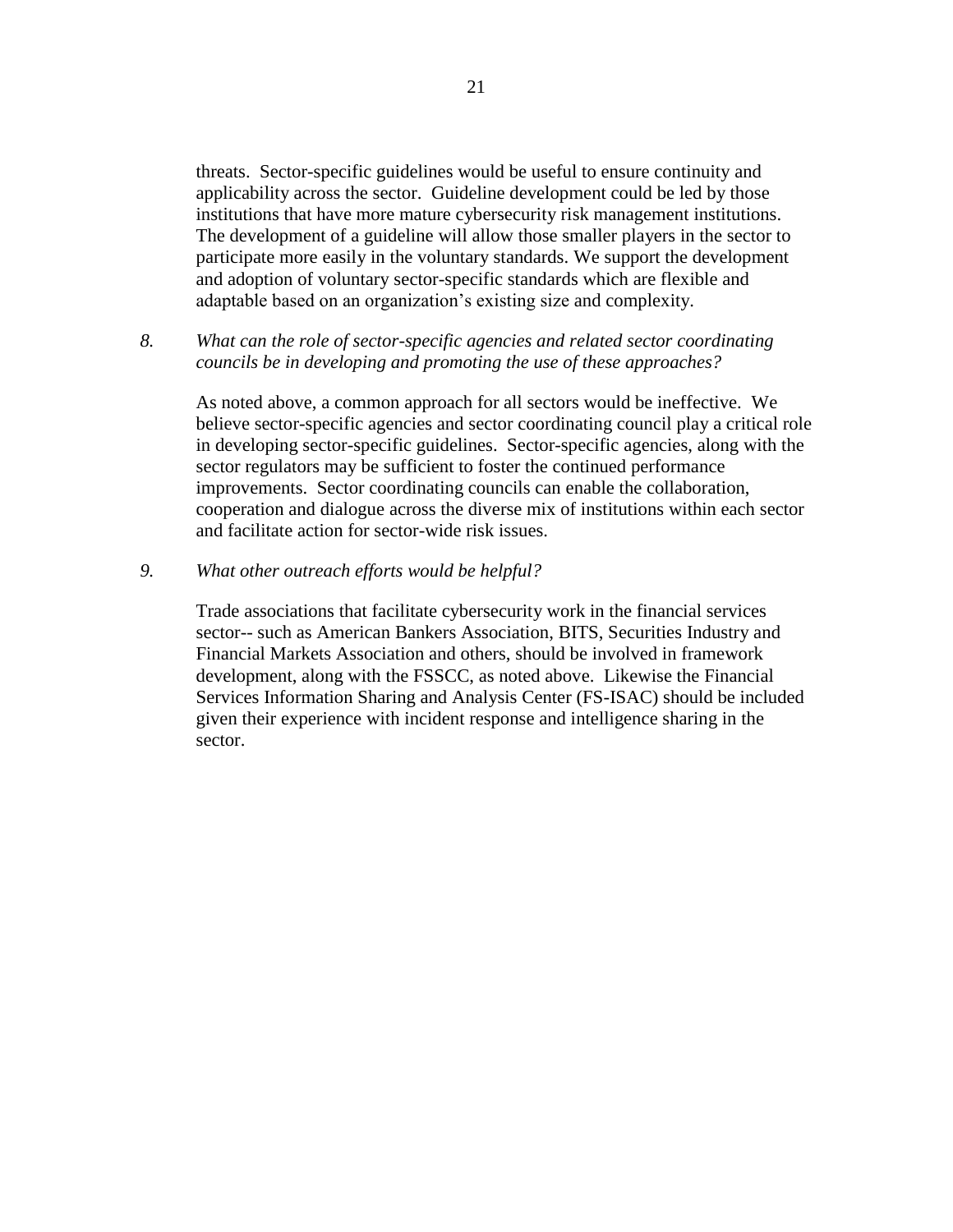threats. Sector-specific guidelines would be useful to ensure continuity and applicability across the sector. Guideline development could be led by those institutions that have more mature cybersecurity risk management institutions. The development of a guideline will allow those smaller players in the sector to participate more easily in the voluntary standards. We support the development and adoption of voluntary sector-specific standards which are flexible and adaptable based on an organization's existing size and complexity.

*8. What can the role of sector-specific agencies and related sector coordinating councils be in developing and promoting the use of these approaches?*

As noted above, a common approach for all sectors would be ineffective. We believe sector-specific agencies and sector coordinating council play a critical role in developing sector-specific guidelines. Sector-specific agencies, along with the sector regulators may be sufficient to foster the continued performance improvements. Sector coordinating councils can enable the collaboration, cooperation and dialogue across the diverse mix of institutions within each sector and facilitate action for sector-wide risk issues.

*9. What other outreach efforts would be helpful?*

Trade associations that facilitate cybersecurity work in the financial services sector-- such as American Bankers Association, BITS, Securities Industry and Financial Markets Association and others, should be involved in framework development, along with the FSSCC, as noted above. Likewise the Financial Services Information Sharing and Analysis Center (FS-ISAC) should be included given their experience with incident response and intelligence sharing in the sector.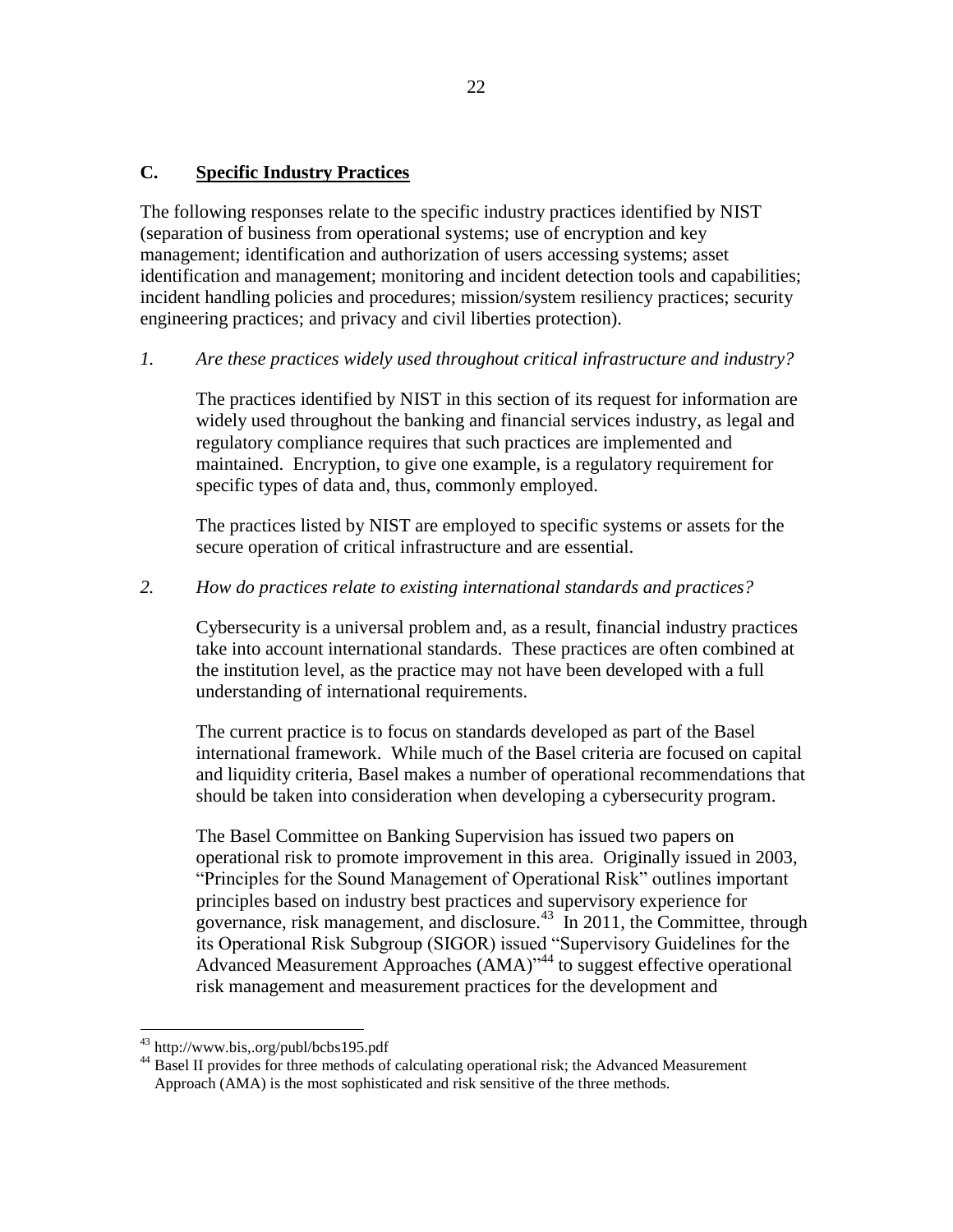## C. Specific Industry Practices

The following responses relate to the specific industry practices identified by NIST (separation of business from operational systems; use of encryption and key management; identification and authorization of users accessing systems; asset identification and management; monitoring and incident detection tools and capabilities; incident handling policies and procedures; mission/system resiliency practices; security engineering practices; and privacy and civil liberties protection).

*1. Are these practices widely used throughout critical infrastructure and industry?*

The practices identified by NIST in this section of its request for information are widely used throughout the banking and financial services industry, as legal and regulatory compliance requires that such practices are implemented and maintained. Encryption, to give one example, is a regulatory requirement for specific types of data and, thus, commonly employed.

The practices listed by NIST are employed to specific systems or assets for the secure operation of critical infrastructure and are essential.

*2. How do practices relate to existing international standards and practices?*

Cybersecurity is a universal problem and, as a result, financial industry practices take into account international standards. These practices are often combined at the institution level, as the practice may not have been developed with a full understanding of international requirements.

The current practice is to focus on standards developed as part of the Basel international framework. While much of the Basel criteria are focused on capital and liquidity criteria, Basel makes a number of operational recommendations that should be taken into consideration when developing a cybersecurity program.

The Basel Committee on Banking Supervision has issued two papers on operational risk to promote improvement in this area. Originally issued in 2003, "Principles for the Sound Management of Operational Risk" outlines important principles based on industry best practices and supervisory experience for governance, risk management, and disclosure.[43] In 2011, the Committee, through its Operational Risk Subgroup (SIGOR) issued "Supervisory Guidelines for the Advanced Measurement Approaches (AMA)"[44] to suggest effective operational risk management and measurement practices for the development and

---

[43] http://www.bis,.org/publ/bcbs195.pdf

[44] Basel II provides for three methods of calculating operational risk; the Advanced Measurement Approach (AMA) is the most sophisticated and risk sensitive of the three methods.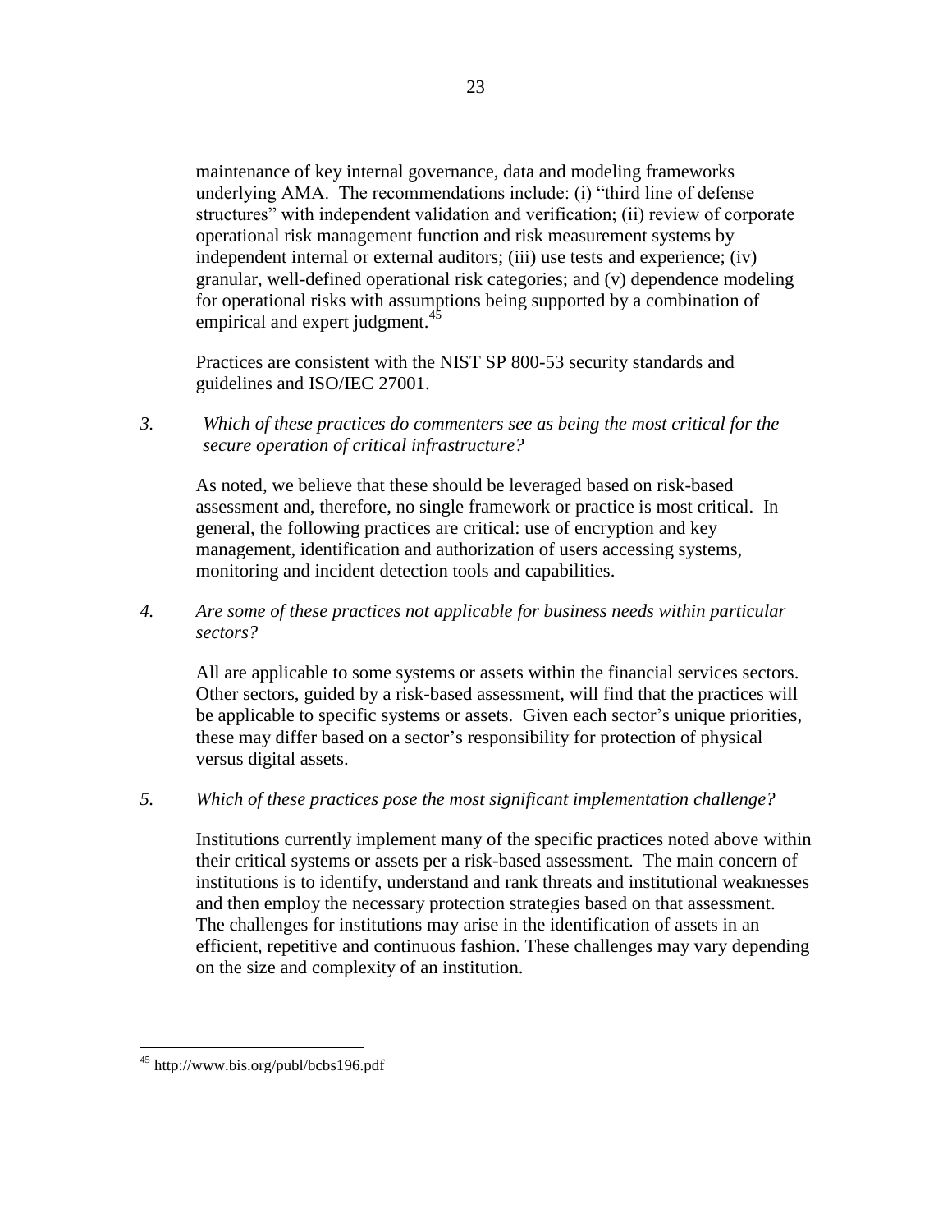maintenance of key internal governance, data and modeling frameworks underlying AMA. The recommendations include: (i) "third line of defense structures" with independent validation and verification; (ii) review of corporate operational risk management function and risk measurement systems by independent internal or external auditors; (iii) use tests and experience; (iv) granular, well-defined operational risk categories; and (v) dependence modeling for operational risks with assumptions being supported by a combination of empirical and expert judgment.[45]

Practices are consistent with the NIST SP 800-53 security standards and guidelines and ISO/IEC 27001.

3. *Which of these practices do commenters see as being the most critical for the secure operation of critical infrastructure?*

   As noted, we believe that these should be leveraged based on risk-based assessment and, therefore, no single framework or practice is most critical. In general, the following practices are critical: use of encryption and key management, identification and authorization of users accessing systems, monitoring and incident detection tools and capabilities.

4. *Are some of these practices not applicable for business needs within particular sectors?*

   All are applicable to some systems or assets within the financial services sectors. Other sectors, guided by a risk-based assessment, will find that the practices will be applicable to specific systems or assets. Given each sector's unique priorities, these may differ based on a sector's responsibility for protection of physical versus digital assets.

5. *Which of these practices pose the most significant implementation challenge?*

   Institutions currently implement many of the specific practices noted above within their critical systems or assets per a risk-based assessment. The main concern of institutions is to identify, understand and rank threats and institutional weaknesses and then employ the necessary protection strategies based on that assessment. The challenges for institutions may arise in the identification of assets in an efficient, repetitive and continuous fashion. These challenges may vary depending on the size and complexity of an institution.

---

[45] http://www.bis.org/publ/bcbs196.pdf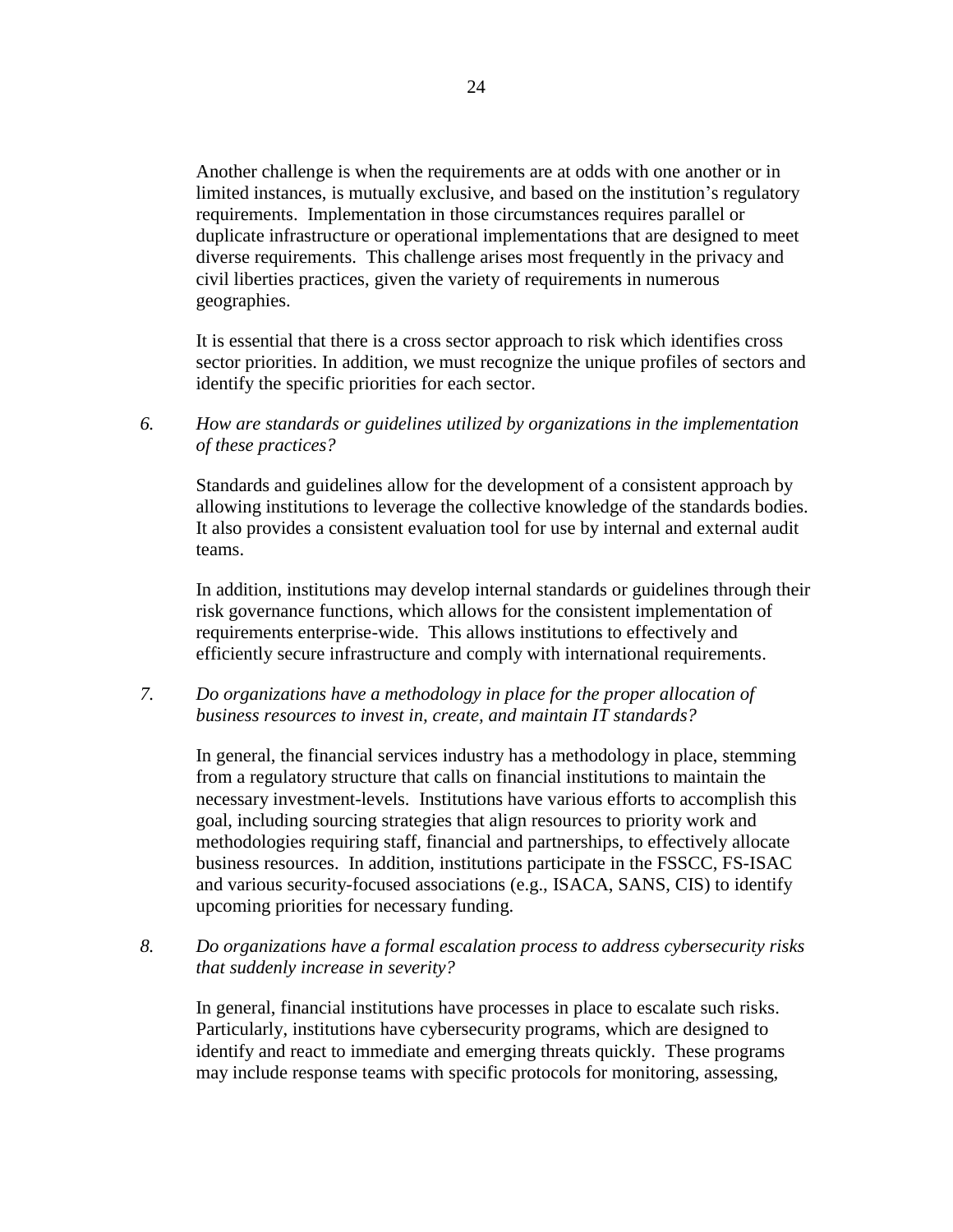Another challenge is when the requirements are at odds with one another or in limited instances, is mutually exclusive, and based on the institution's regulatory requirements. Implementation in those circumstances requires parallel or duplicate infrastructure or operational implementations that are designed to meet diverse requirements. This challenge arises most frequently in the privacy and civil liberties practices, given the variety of requirements in numerous geographies.

It is essential that there is a cross sector approach to risk which identifies cross sector priorities. In addition, we must recognize the unique profiles of sectors and identify the specific priorities for each sector.

6. *How are standards or guidelines utilized by organizations in the implementation of these practices?*

   Standards and guidelines allow for the development of a consistent approach by allowing institutions to leverage the collective knowledge of the standards bodies. It also provides a consistent evaluation tool for use by internal and external audit teams.

   In addition, institutions may develop internal standards or guidelines through their risk governance functions, which allows for the consistent implementation of requirements enterprise-wide. This allows institutions to effectively and efficiently secure infrastructure and comply with international requirements.

7. *Do organizations have a methodology in place for the proper allocation of business resources to invest in, create, and maintain IT standards?*

   In general, the financial services industry has a methodology in place, stemming from a regulatory structure that calls on financial institutions to maintain the necessary investment-levels. Institutions have various efforts to accomplish this goal, including sourcing strategies that align resources to priority work and methodologies requiring staff, financial and partnerships, to effectively allocate business resources. In addition, institutions participate in the FSSCC, FS-ISAC and various security-focused associations (e.g., ISACA, SANS, CIS) to identify upcoming priorities for necessary funding.

8. *Do organizations have a formal escalation process to address cybersecurity risks that suddenly increase in severity?*

   In general, financial institutions have processes in place to escalate such risks. Particularly, institutions have cybersecurity programs, which are designed to identify and react to immediate and emerging threats quickly. These programs may include response teams with specific protocols for monitoring, assessing,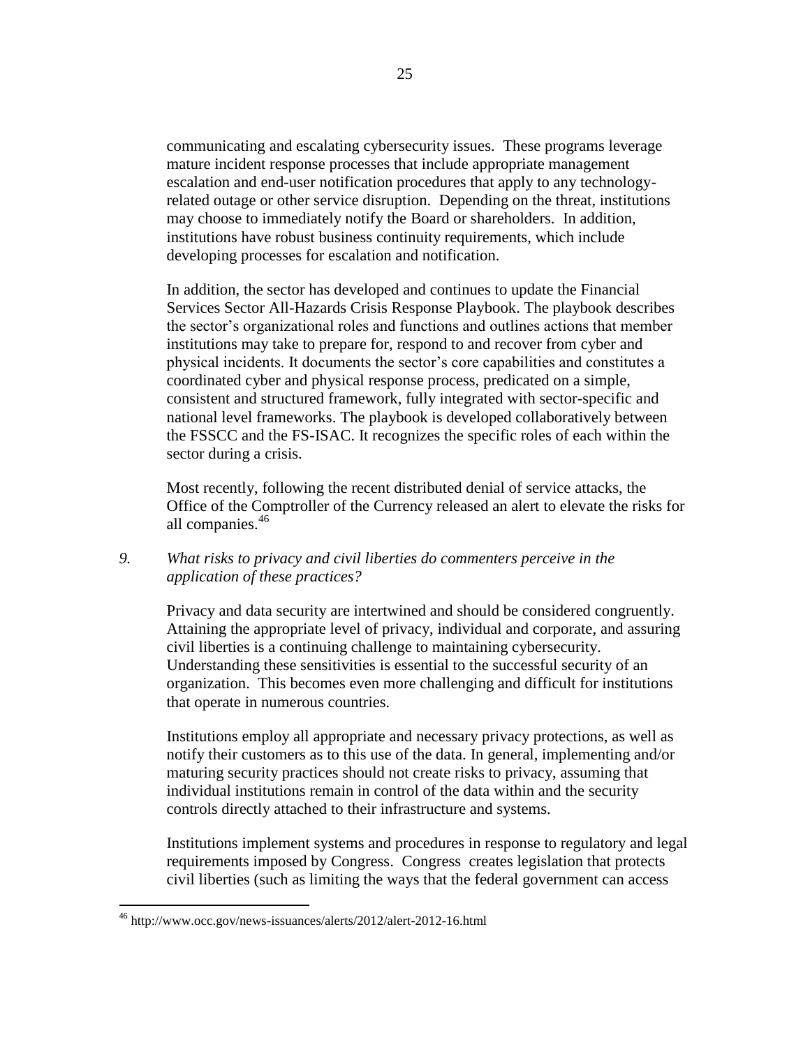communicating and escalating cybersecurity issues. These programs leverage mature incident response processes that include appropriate management escalation and end-user notification procedures that apply to any technology-related outage or other service disruption. Depending on the threat, institutions may choose to immediately notify the Board or shareholders. In addition, institutions have robust business continuity requirements, which include developing processes for escalation and notification.

In addition, the sector has developed and continues to update the Financial Services Sector All-Hazards Crisis Response Playbook. The playbook describes the sector's organizational roles and functions and outlines actions that member institutions may take to prepare for, respond to and recover from cyber and physical incidents. It documents the sector's core capabilities and constitutes a coordinated cyber and physical response process, predicated on a simple, consistent and structured framework, fully integrated with sector-specific and national level frameworks. The playbook is developed collaboratively between the FSSCC and the FS-ISAC. It recognizes the specific roles of each within the sector during a crisis.

Most recently, following the recent distributed denial of service attacks, the Office of the Comptroller of the Currency released an alert to elevate the risks for all companies.[46]

*9. What risks to privacy and civil liberties do commenters perceive in the application of these practices?*

Privacy and data security are intertwined and should be considered congruently. Attaining the appropriate level of privacy, individual and corporate, and assuring civil liberties is a continuing challenge to maintaining cybersecurity. Understanding these sensitivities is essential to the successful security of an organization. This becomes even more challenging and difficult for institutions that operate in numerous countries.

Institutions employ all appropriate and necessary privacy protections, as well as notify their customers as to this use of the data. In general, implementing and/or maturing security practices should not create risks to privacy, assuming that individual institutions remain in control of the data within and the security controls directly attached to their infrastructure and systems.

Institutions implement systems and procedures in response to regulatory and legal requirements imposed by Congress. Congress creates legislation that protects civil liberties (such as limiting the ways that the federal government can access

---

[46] http://www.occ.gov/news-issuances/alerts/2012/alert-2012-16.html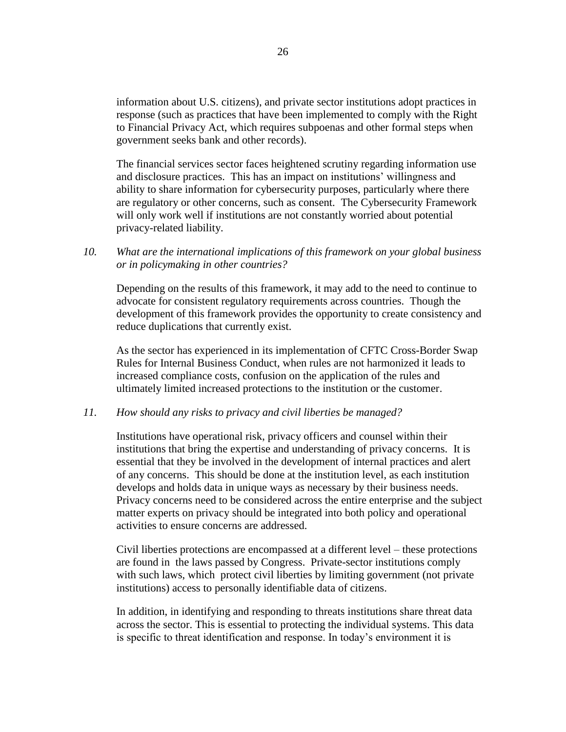information about U.S. citizens), and private sector institutions adopt practices in response (such as practices that have been implemented to comply with the Right to Financial Privacy Act, which requires subpoenas and other formal steps when government seeks bank and other records).

The financial services sector faces heightened scrutiny regarding information use and disclosure practices. This has an impact on institutions' willingness and ability to share information for cybersecurity purposes, particularly where there are regulatory or other concerns, such as consent. The Cybersecurity Framework will only work well if institutions are not constantly worried about potential privacy-related liability.

*10. What are the international implications of this framework on your global business or in policymaking in other countries?*

Depending on the results of this framework, it may add to the need to continue to advocate for consistent regulatory requirements across countries. Though the development of this framework provides the opportunity to create consistency and reduce duplications that currently exist.

As the sector has experienced in its implementation of CFTC Cross-Border Swap Rules for Internal Business Conduct, when rules are not harmonized it leads to increased compliance costs, confusion on the application of the rules and ultimately limited increased protections to the institution or the customer.

*11. How should any risks to privacy and civil liberties be managed?*

Institutions have operational risk, privacy officers and counsel within their institutions that bring the expertise and understanding of privacy concerns. It is essential that they be involved in the development of internal practices and alert of any concerns. This should be done at the institution level, as each institution develops and holds data in unique ways as necessary by their business needs. Privacy concerns need to be considered across the entire enterprise and the subject matter experts on privacy should be integrated into both policy and operational activities to ensure concerns are addressed.

Civil liberties protections are encompassed at a different level – these protections are found in the laws passed by Congress. Private-sector institutions comply with such laws, which protect civil liberties by limiting government (not private institutions) access to personally identifiable data of citizens.

In addition, in identifying and responding to threats institutions share threat data across the sector. This is essential to protecting the individual systems. This data is specific to threat identification and response. In today's environment it is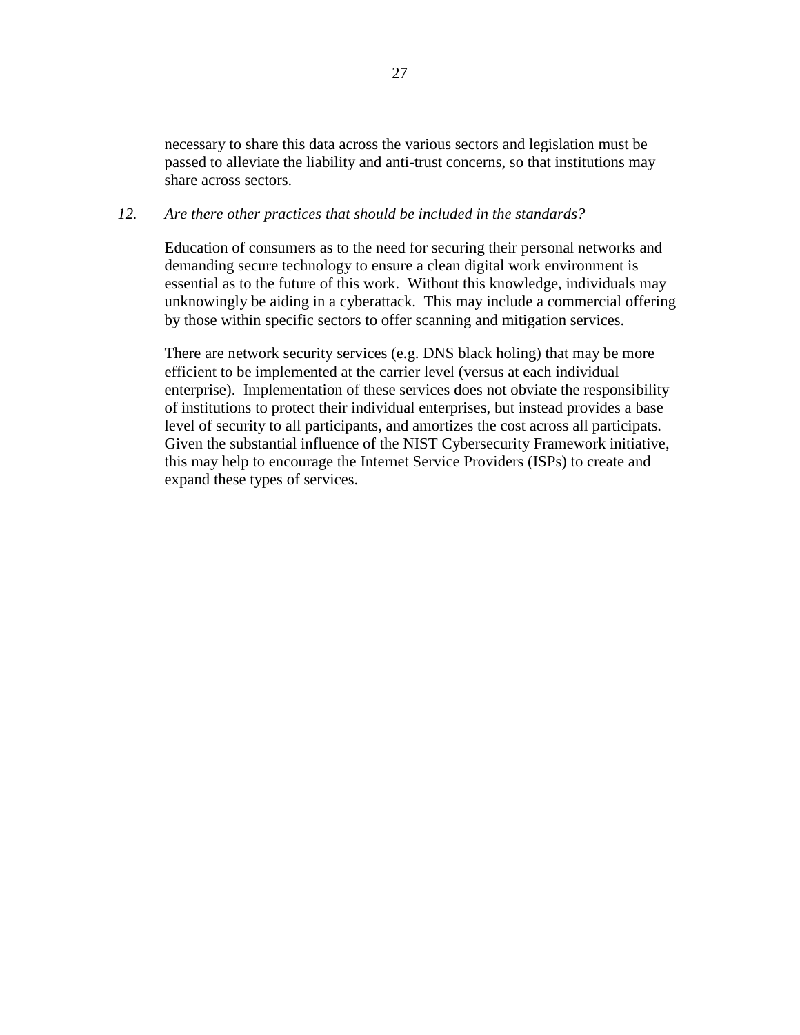necessary to share this data across the various sectors and legislation must be passed to alleviate the liability and anti-trust concerns, so that institutions may share across sectors.

*12. Are there other practices that should be included in the standards?*

Education of consumers as to the need for securing their personal networks and demanding secure technology to ensure a clean digital work environment is essential as to the future of this work. Without this knowledge, individuals may unknowingly be aiding in a cyberattack. This may include a commercial offering by those within specific sectors to offer scanning and mitigation services.

There are network security services (e.g. DNS black holing) that may be more efficient to be implemented at the carrier level (versus at each individual enterprise). Implementation of these services does not obviate the responsibility of institutions to protect their individual enterprises, but instead provides a base level of security to all participants, and amortizes the cost across all participats. Given the substantial influence of the NIST Cybersecurity Framework initiative, this may help to encourage the Internet Service Providers (ISPs) to create and expand these types of services.